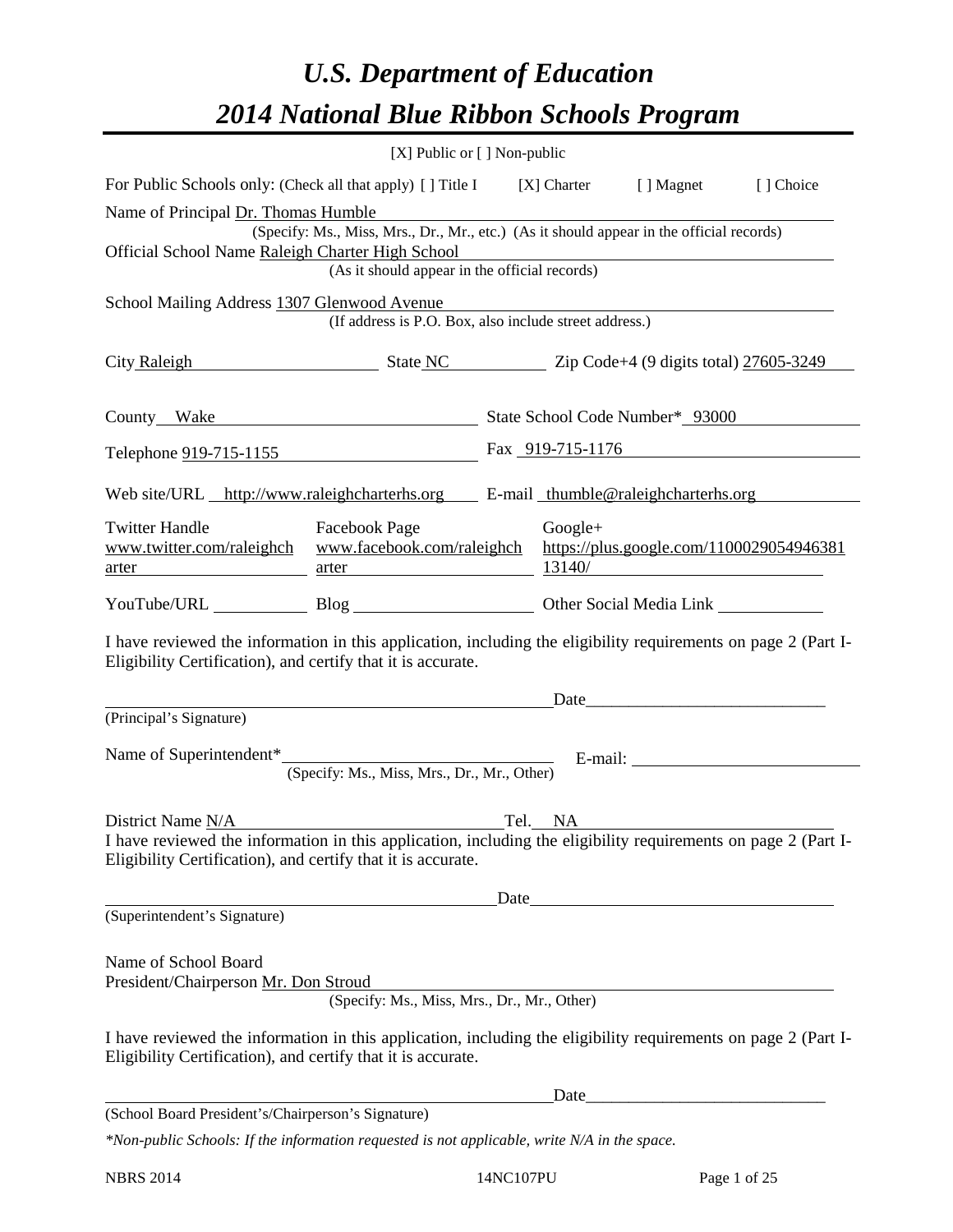# *U.S. Department of Education*

# *2014 National Blue Ribbon Schools Program*

[X] Public or [ ] Non-public

For Public Schools only: (Check all that apply) [ ] Title I [X] Charter [ ] Magnet [ ] Choice

Name of Principal Dr. Thomas Humble
(Specify: Ms., Miss, Mrs., Dr., Mr., etc.) (As it should appear in the official records)

Official School Name Raleigh Charter High School
(As it should appear in the official records)

School Mailing Address 1307 Glenwood Avenue
(If address is P.O. Box, also include street address.)

City Raleigh State NC Zip Code+4 (9 digits total) 27605-3249

County Wake State School Code Number* 93000

Telephone 919-715-1155 Fax 919-715-1176

Web site/URL http://www.raleighcharterhs.org E-mail thumble@raleighcharterhs.org

Twitter Handle www.twitter.com/raleighcharter Facebook Page www.facebook.com/raleighcharter Google+ https://plus.google.com/110002905494638113140/

YouTube/URL ______ Blog ______ Other Social Media Link ______

I have reviewed the information in this application, including the eligibility requirements on page 2 (Part I-Eligibility Certification), and certify that it is accurate.

_______________________________ Date_______________
(Principal's Signature)

Name of Superintendent* _______________ E-mail: _______________
(Specify: Ms., Miss, Mrs., Dr., Mr., Other)

District Name N/A Tel. NA

I have reviewed the information in this application, including the eligibility requirements on page 2 (Part I-Eligibility Certification), and certify that it is accurate.

_______________________________ Date_______________
(Superintendent's Signature)

Name of School Board
President/Chairperson Mr. Don Stroud
(Specify: Ms., Miss, Mrs., Dr., Mr., Other)

I have reviewed the information in this application, including the eligibility requirements on page 2 (Part I-Eligibility Certification), and certify that it is accurate.

_______________________________ Date_______________
(School Board President's/Chairperson's Signature)

*\*Non-public Schools: If the information requested is not applicable, write N/A in the space.*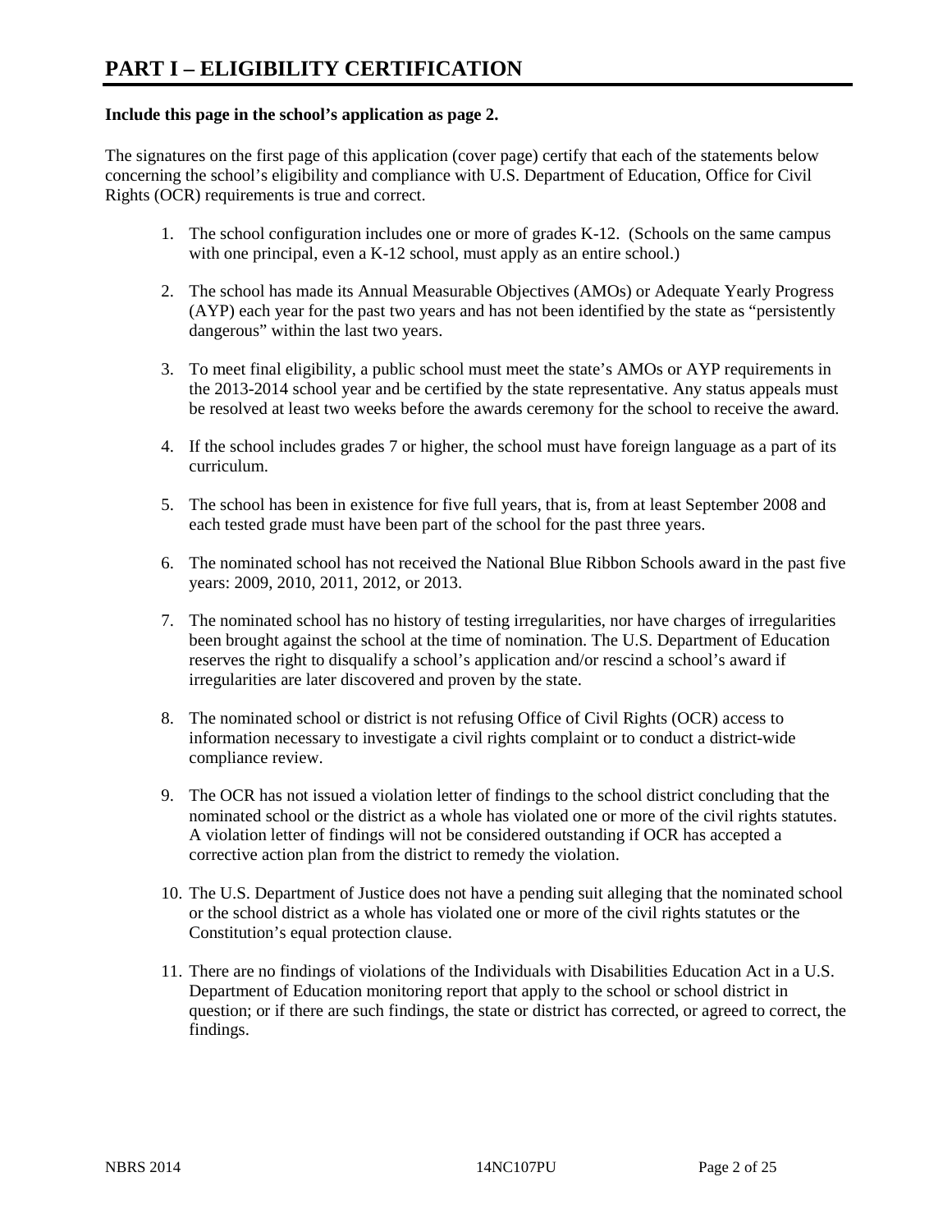# PART I – ELIGIBILITY CERTIFICATION

**Include this page in the school's application as page 2.**

The signatures on the first page of this application (cover page) certify that each of the statements below concerning the school's eligibility and compliance with U.S. Department of Education, Office for Civil Rights (OCR) requirements is true and correct.

1. The school configuration includes one or more of grades K-12. (Schools on the same campus with one principal, even a K-12 school, must apply as an entire school.)

2. The school has made its Annual Measurable Objectives (AMOs) or Adequate Yearly Progress (AYP) each year for the past two years and has not been identified by the state as "persistently dangerous" within the last two years.

3. To meet final eligibility, a public school must meet the state's AMOs or AYP requirements in the 2013-2014 school year and be certified by the state representative. Any status appeals must be resolved at least two weeks before the awards ceremony for the school to receive the award.

4. If the school includes grades 7 or higher, the school must have foreign language as a part of its curriculum.

5. The school has been in existence for five full years, that is, from at least September 2008 and each tested grade must have been part of the school for the past three years.

6. The nominated school has not received the National Blue Ribbon Schools award in the past five years: 2009, 2010, 2011, 2012, or 2013.

7. The nominated school has no history of testing irregularities, nor have charges of irregularities been brought against the school at the time of nomination. The U.S. Department of Education reserves the right to disqualify a school's application and/or rescind a school's award if irregularities are later discovered and proven by the state.

8. The nominated school or district is not refusing Office of Civil Rights (OCR) access to information necessary to investigate a civil rights complaint or to conduct a district-wide compliance review.

9. The OCR has not issued a violation letter of findings to the school district concluding that the nominated school or the district as a whole has violated one or more of the civil rights statutes. A violation letter of findings will not be considered outstanding if OCR has accepted a corrective action plan from the district to remedy the violation.

10. The U.S. Department of Justice does not have a pending suit alleging that the nominated school or the school district as a whole has violated one or more of the civil rights statutes or the Constitution's equal protection clause.

11. There are no findings of violations of the Individuals with Disabilities Education Act in a U.S. Department of Education monitoring report that apply to the school or school district in question; or if there are such findings, the state or district has corrected, or agreed to correct, the findings.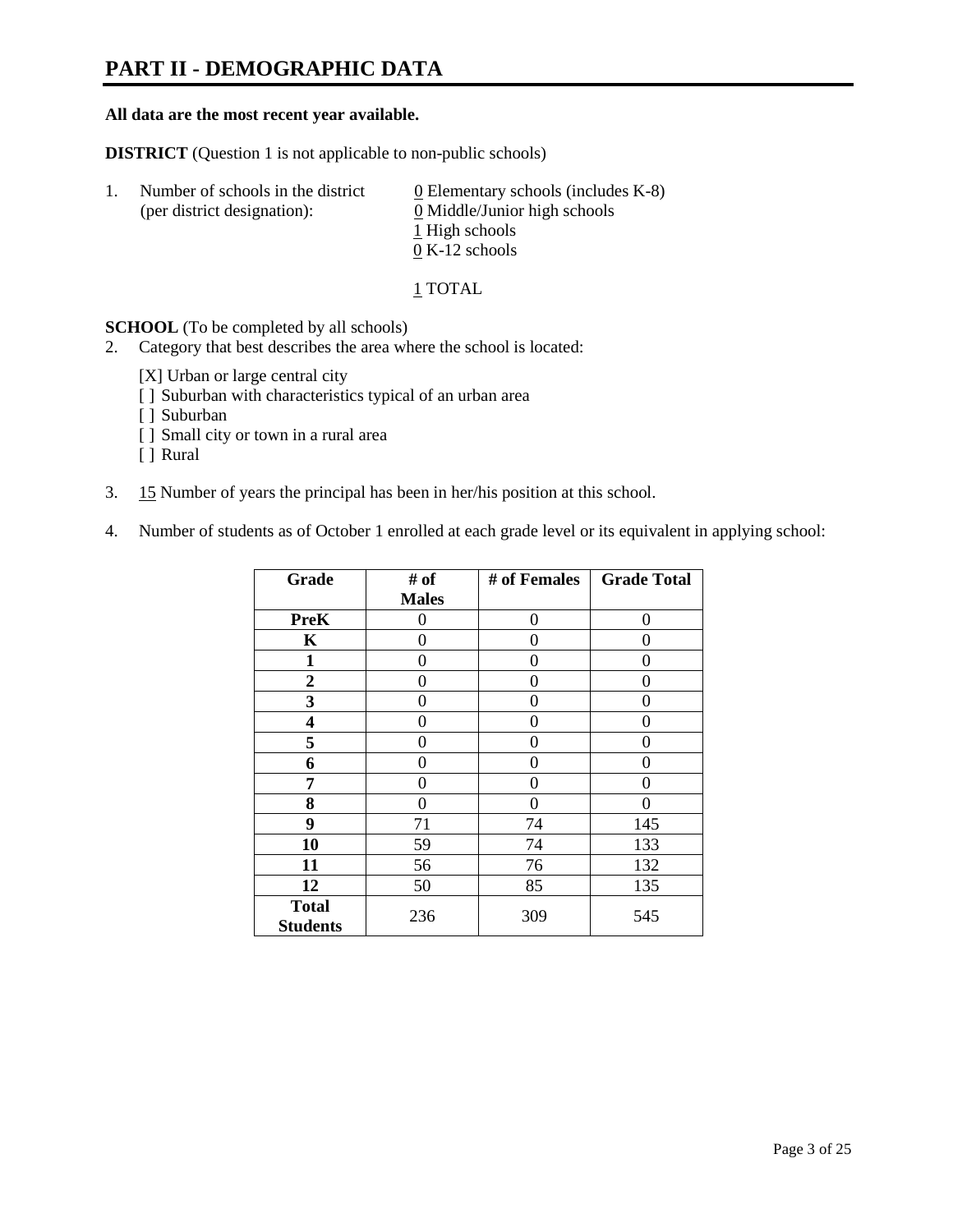# PART II - DEMOGRAPHIC DATA

**All data are the most recent year available.**

**DISTRICT** (Question 1 is not applicable to non-public schools)

1. Number of schools in the district (per district designation):
   - 0 Elementary schools (includes K-8)
   - 0 Middle/Junior high schools
   - 1 High schools
   - 0 K-12 schools

   1 TOTAL

**SCHOOL** (To be completed by all schools)

2. Category that best describes the area where the school is located:

   [X] Urban or large central city
   [ ] Suburban with characteristics typical of an urban area
   [ ] Suburban
   [ ] Small city or town in a rural area
   [ ] Rural

3. 15 Number of years the principal has been in her/his position at this school.

4. Number of students as of October 1 enrolled at each grade level or its equivalent in applying school:

| Grade | # of Males | # of Females | Grade Total |
|---|---|---|---|
| **PreK** | 0 | 0 | 0 |
| **K** | 0 | 0 | 0 |
| **1** | 0 | 0 | 0 |
| **2** | 0 | 0 | 0 |
| **3** | 0 | 0 | 0 |
| **4** | 0 | 0 | 0 |
| **5** | 0 | 0 | 0 |
| **6** | 0 | 0 | 0 |
| **7** | 0 | 0 | 0 |
| **8** | 0 | 0 | 0 |
| **9** | 71 | 74 | 145 |
| **10** | 59 | 74 | 133 |
| **11** | 56 | 76 | 132 |
| **12** | 50 | 85 | 135 |
| **Total Students** | 236 | 309 | 545 |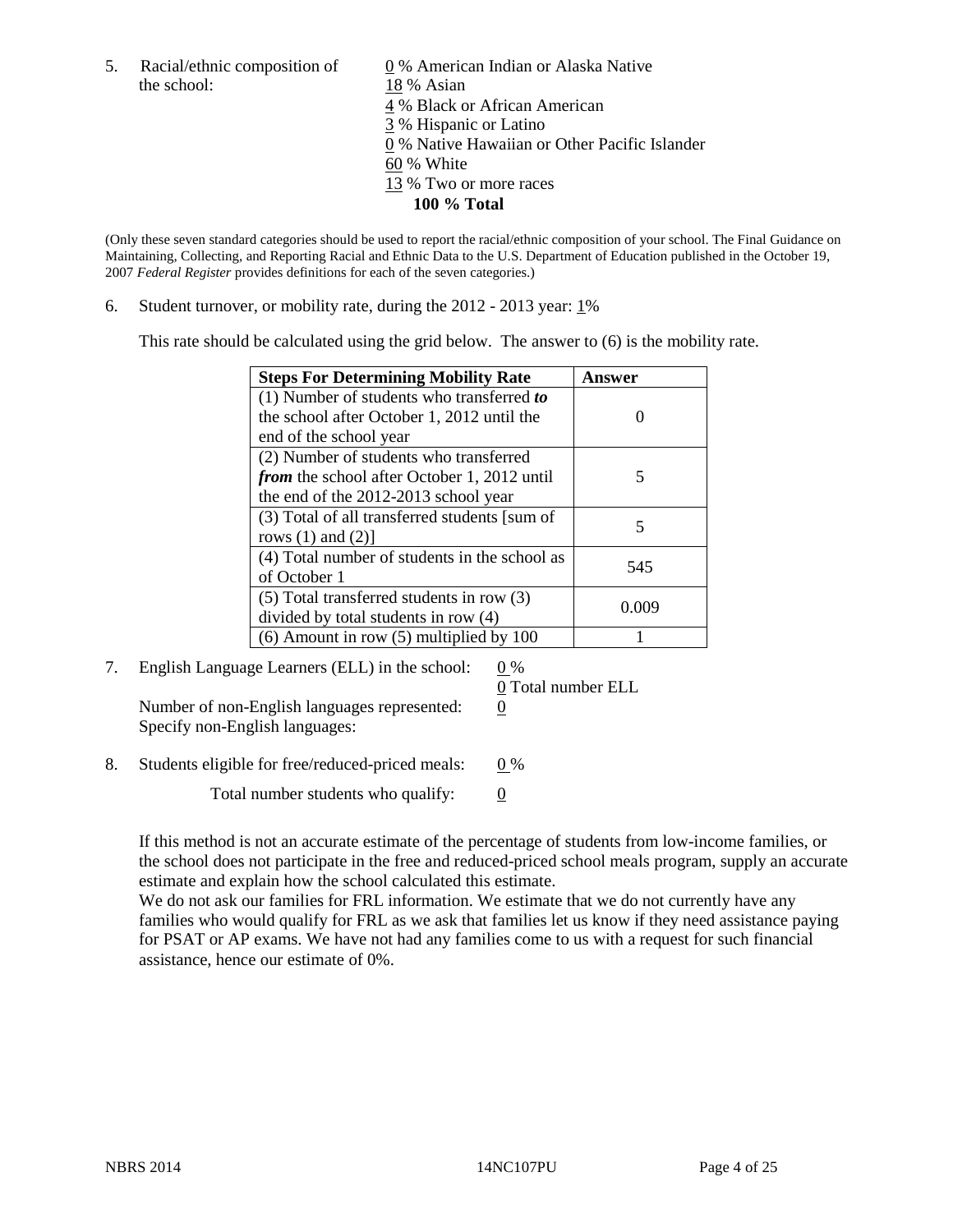5. Racial/ethnic composition of the school:

0 % American Indian or Alaska Native
18 % Asian
4 % Black or African American
3 % Hispanic or Latino
0 % Native Hawaiian or Other Pacific Islander
60 % White
13 % Two or more races
**100 % Total**

(Only these seven standard categories should be used to report the racial/ethnic composition of your school. The Final Guidance on Maintaining, Collecting, and Reporting Racial and Ethnic Data to the U.S. Department of Education published in the October 19, 2007 *Federal Register* provides definitions for each of the seven categories.)

6. Student turnover, or mobility rate, during the 2012 - 2013 year: 1%

This rate should be calculated using the grid below. The answer to (6) is the mobility rate.

| **Steps For Determining Mobility Rate** | **Answer** |
|---|---|
| (1) Number of students who transferred ***to*** the school after October 1, 2012 until the end of the school year | 0 |
| (2) Number of students who transferred ***from*** the school after October 1, 2012 until the end of the 2012-2013 school year | 5 |
| (3) Total of all transferred students [sum of rows (1) and (2)] | 5 |
| (4) Total number of students in the school as of October 1 | 545 |
| (5) Total transferred students in row (3) divided by total students in row (4) | 0.009 |
| (6) Amount in row (5) multiplied by 100 | 1 |

7. English Language Learners (ELL) in the school: 0 %
0 Total number ELL

Number of non-English languages represented: 0
Specify non-English languages:

8. Students eligible for free/reduced-priced meals: 0 %

Total number students who qualify: 0

If this method is not an accurate estimate of the percentage of students from low-income families, or the school does not participate in the free and reduced-priced school meals program, supply an accurate estimate and explain how the school calculated this estimate.
We do not ask our families for FRL information. We estimate that we do not currently have any families who would qualify for FRL as we ask that families let us know if they need assistance paying for PSAT or AP exams. We have not had any families come to us with a request for such financial assistance, hence our estimate of 0%.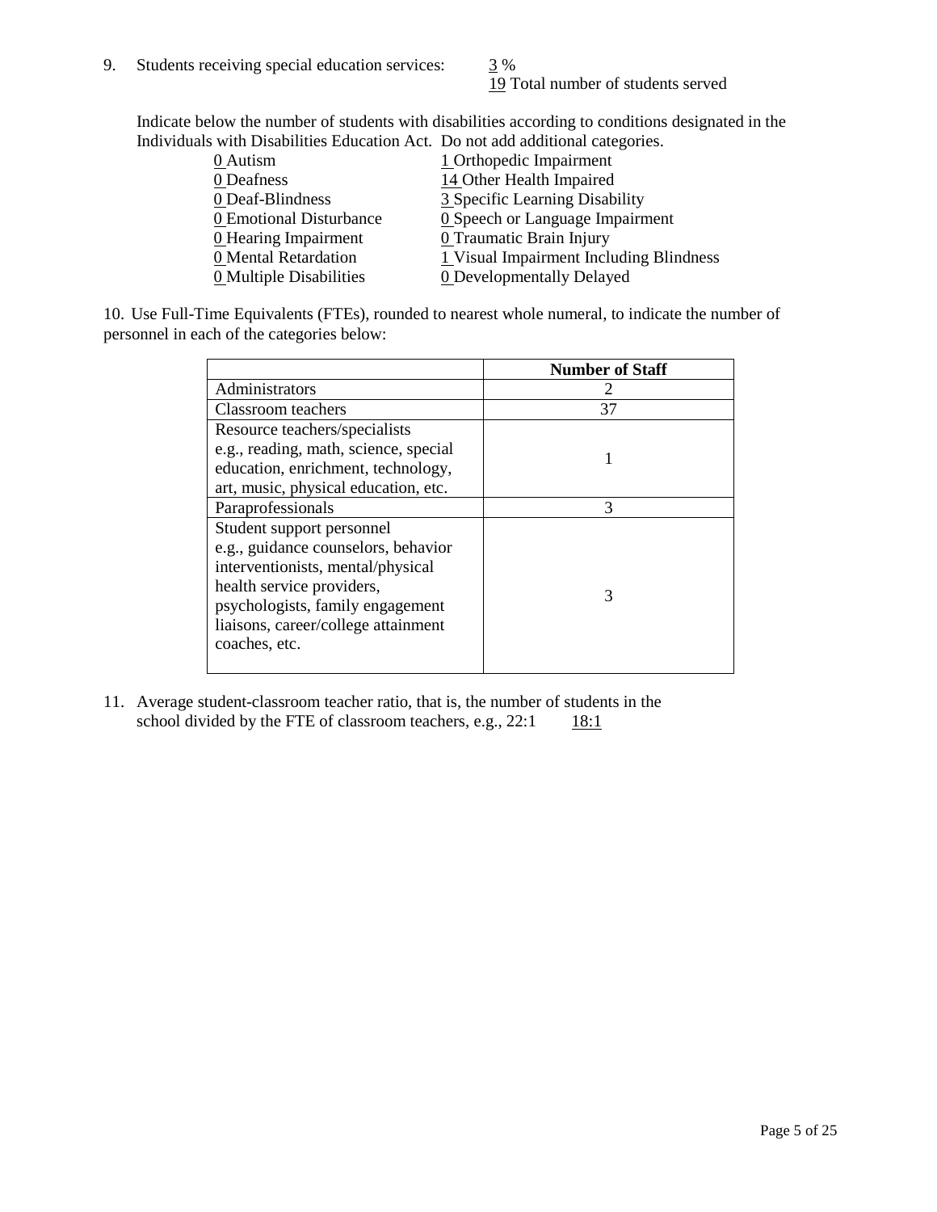9. Students receiving special education services: 3 %
   19 Total number of students served

Indicate below the number of students with disabilities according to conditions designated in the Individuals with Disabilities Education Act. Do not add additional categories.

| | |
|---|---|
| 0 Autism | 1 Orthopedic Impairment |
| 0 Deafness | 14 Other Health Impaired |
| 0 Deaf-Blindness | 3 Specific Learning Disability |
| 0 Emotional Disturbance | 0 Speech or Language Impairment |
| 0 Hearing Impairment | 0 Traumatic Brain Injury |
| 0 Mental Retardation | 1 Visual Impairment Including Blindness |
| 0 Multiple Disabilities | 0 Developmentally Delayed |

10. Use Full-Time Equivalents (FTEs), rounded to nearest whole numeral, to indicate the number of personnel in each of the categories below:

| | Number of Staff |
|---|---|
| Administrators | 2 |
| Classroom teachers | 37 |
| Resource teachers/specialists e.g., reading, math, science, special education, enrichment, technology, art, music, physical education, etc. | 1 |
| Paraprofessionals | 3 |
| Student support personnel e.g., guidance counselors, behavior interventionists, mental/physical health service providers, psychologists, family engagement liaisons, career/college attainment coaches, etc. | 3 |

11. Average student-classroom teacher ratio, that is, the number of students in the school divided by the FTE of classroom teachers, e.g., 22:1 18:1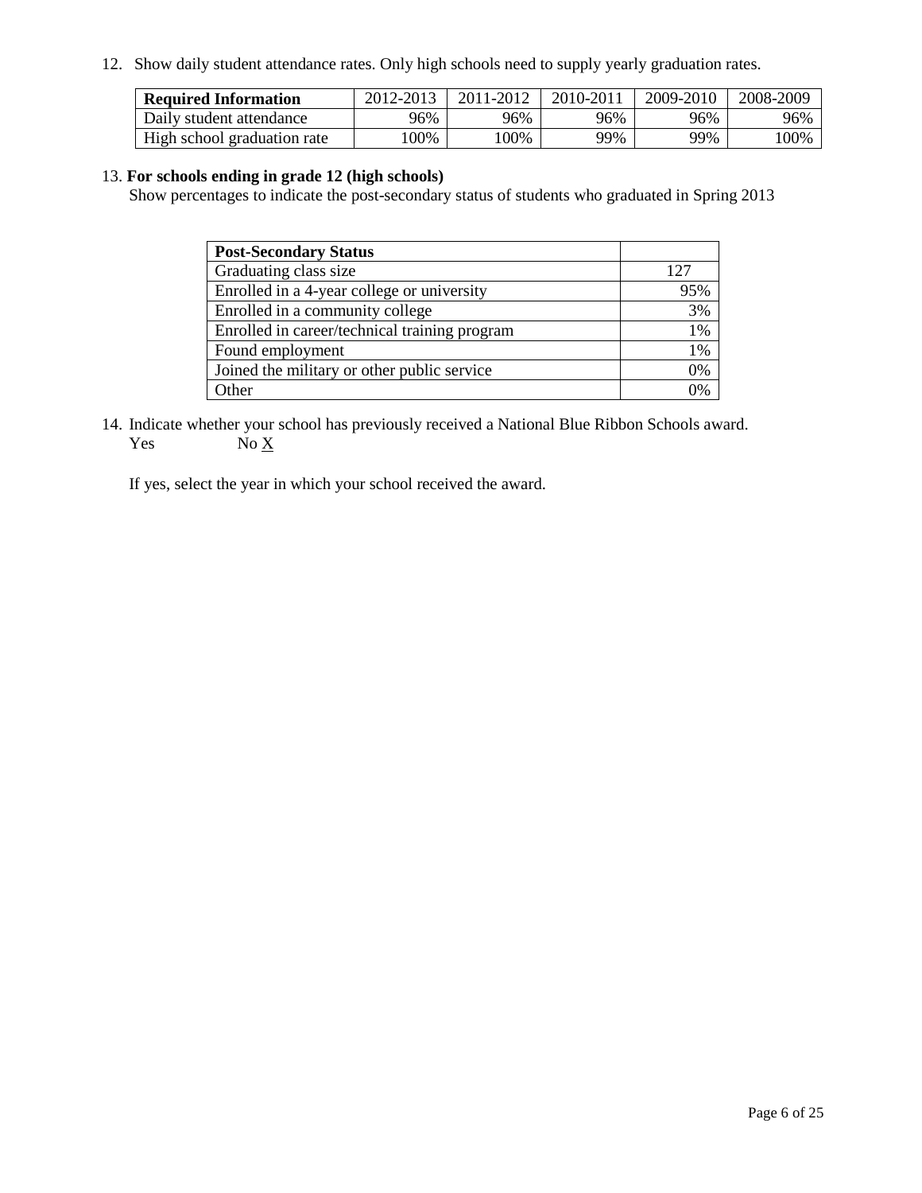12. Show daily student attendance rates. Only high schools need to supply yearly graduation rates.

| **Required Information** | 2012-2013 | 2011-2012 | 2010-2011 | 2009-2010 | 2008-2009 |
|---|---|---|---|---|---|
| Daily student attendance | 96% | 96% | 96% | 96% | 96% |
| High school graduation rate | 100% | 100% | 99% | 99% | 100% |

13. **For schools ending in grade 12 (high schools)**

Show percentages to indicate the post-secondary status of students who graduated in Spring 2013

| **Post-Secondary Status** | |
|---|---|
| Graduating class size | 127 |
| Enrolled in a 4-year college or university | 95% |
| Enrolled in a community college | 3% |
| Enrolled in career/technical training program | 1% |
| Found employment | 1% |
| Joined the military or other public service | 0% |
| Other | 0% |

14. Indicate whether your school has previously received a National Blue Ribbon Schools award.

Yes        No X

If yes, select the year in which your school received the award.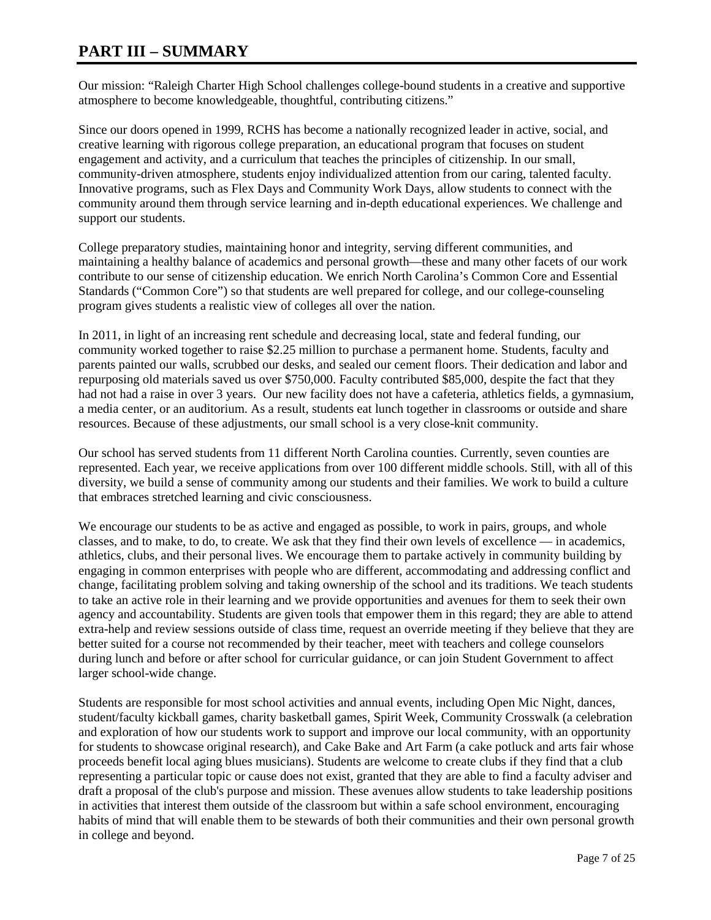# PART III – SUMMARY

Our mission: "Raleigh Charter High School challenges college-bound students in a creative and supportive atmosphere to become knowledgeable, thoughtful, contributing citizens."

Since our doors opened in 1999, RCHS has become a nationally recognized leader in active, social, and creative learning with rigorous college preparation, an educational program that focuses on student engagement and activity, and a curriculum that teaches the principles of citizenship. In our small, community-driven atmosphere, students enjoy individualized attention from our caring, talented faculty. Innovative programs, such as Flex Days and Community Work Days, allow students to connect with the community around them through service learning and in-depth educational experiences. We challenge and support our students.

College preparatory studies, maintaining honor and integrity, serving different communities, and maintaining a healthy balance of academics and personal growth—these and many other facets of our work contribute to our sense of citizenship education. We enrich North Carolina's Common Core and Essential Standards ("Common Core") so that students are well prepared for college, and our college-counseling program gives students a realistic view of colleges all over the nation.

In 2011, in light of an increasing rent schedule and decreasing local, state and federal funding, our community worked together to raise $2.25 million to purchase a permanent home. Students, faculty and parents painted our walls, scrubbed our desks, and sealed our cement floors. Their dedication and labor and repurposing old materials saved us over $750,000. Faculty contributed $85,000, despite the fact that they had not had a raise in over 3 years. Our new facility does not have a cafeteria, athletics fields, a gymnasium, a media center, or an auditorium. As a result, students eat lunch together in classrooms or outside and share resources. Because of these adjustments, our small school is a very close-knit community.

Our school has served students from 11 different North Carolina counties. Currently, seven counties are represented. Each year, we receive applications from over 100 different middle schools. Still, with all of this diversity, we build a sense of community among our students and their families. We work to build a culture that embraces stretched learning and civic consciousness.

We encourage our students to be as active and engaged as possible, to work in pairs, groups, and whole classes, and to make, to do, to create. We ask that they find their own levels of excellence — in academics, athletics, clubs, and their personal lives. We encourage them to partake actively in community building by engaging in common enterprises with people who are different, accommodating and addressing conflict and change, facilitating problem solving and taking ownership of the school and its traditions. We teach students to take an active role in their learning and we provide opportunities and avenues for them to seek their own agency and accountability. Students are given tools that empower them in this regard; they are able to attend extra-help and review sessions outside of class time, request an override meeting if they believe that they are better suited for a course not recommended by their teacher, meet with teachers and college counselors during lunch and before or after school for curricular guidance, or can join Student Government to affect larger school-wide change.

Students are responsible for most school activities and annual events, including Open Mic Night, dances, student/faculty kickball games, charity basketball games, Spirit Week, Community Crosswalk (a celebration and exploration of how our students work to support and improve our local community, with an opportunity for students to showcase original research), and Cake Bake and Art Farm (a cake potluck and arts fair whose proceeds benefit local aging blues musicians). Students are welcome to create clubs if they find that a club representing a particular topic or cause does not exist, granted that they are able to find a faculty adviser and draft a proposal of the club's purpose and mission. These avenues allow students to take leadership positions in activities that interest them outside of the classroom but within a safe school environment, encouraging habits of mind that will enable them to be stewards of both their communities and their own personal growth in college and beyond.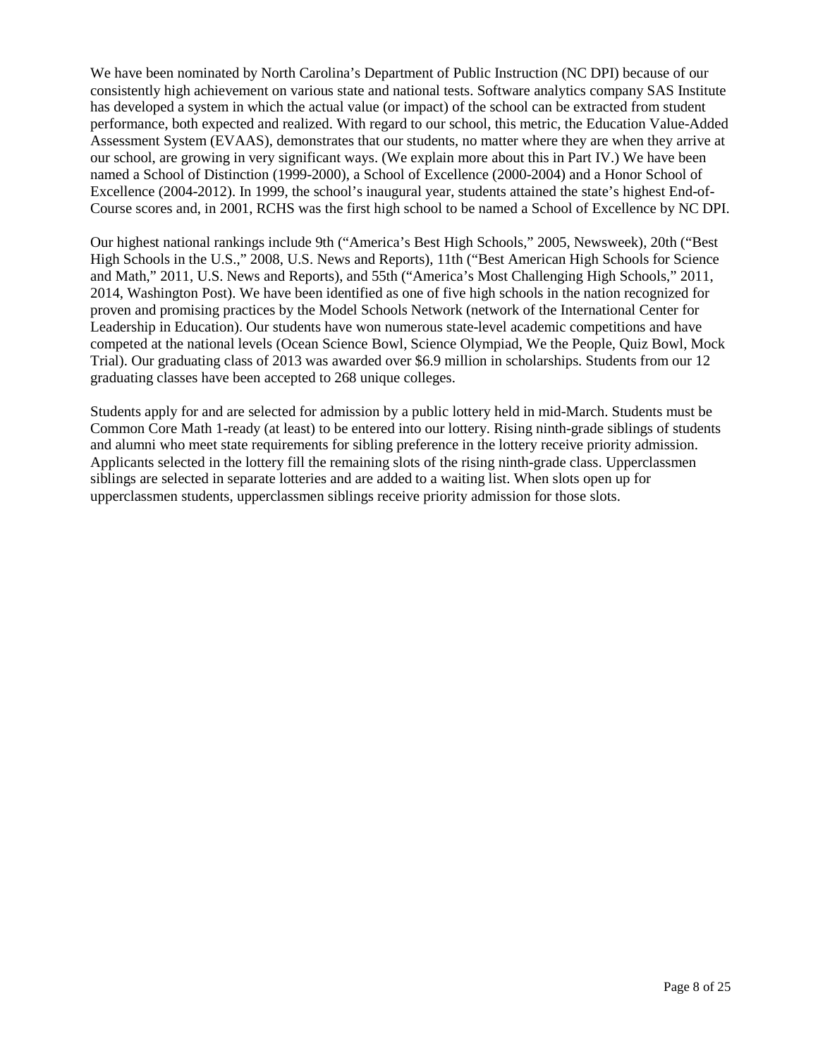We have been nominated by North Carolina's Department of Public Instruction (NC DPI) because of our consistently high achievement on various state and national tests. Software analytics company SAS Institute has developed a system in which the actual value (or impact) of the school can be extracted from student performance, both expected and realized. With regard to our school, this metric, the Education Value-Added Assessment System (EVAAS), demonstrates that our students, no matter where they are when they arrive at our school, are growing in very significant ways. (We explain more about this in Part IV.) We have been named a School of Distinction (1999-2000), a School of Excellence (2000-2004) and a Honor School of Excellence (2004-2012). In 1999, the school's inaugural year, students attained the state's highest End-of-Course scores and, in 2001, RCHS was the first high school to be named a School of Excellence by NC DPI.

Our highest national rankings include 9th ("America's Best High Schools," 2005, Newsweek), 20th ("Best High Schools in the U.S.," 2008, U.S. News and Reports), 11th ("Best American High Schools for Science and Math," 2011, U.S. News and Reports), and 55th ("America's Most Challenging High Schools," 2011, 2014, Washington Post). We have been identified as one of five high schools in the nation recognized for proven and promising practices by the Model Schools Network (network of the International Center for Leadership in Education). Our students have won numerous state-level academic competitions and have competed at the national levels (Ocean Science Bowl, Science Olympiad, We the People, Quiz Bowl, Mock Trial). Our graduating class of 2013 was awarded over $6.9 million in scholarships. Students from our 12 graduating classes have been accepted to 268 unique colleges.

Students apply for and are selected for admission by a public lottery held in mid-March. Students must be Common Core Math 1-ready (at least) to be entered into our lottery. Rising ninth-grade siblings of students and alumni who meet state requirements for sibling preference in the lottery receive priority admission. Applicants selected in the lottery fill the remaining slots of the rising ninth-grade class. Upperclassmen siblings are selected in separate lotteries and are added to a waiting list. When slots open up for upperclassmen students, upperclassmen siblings receive priority admission for those slots.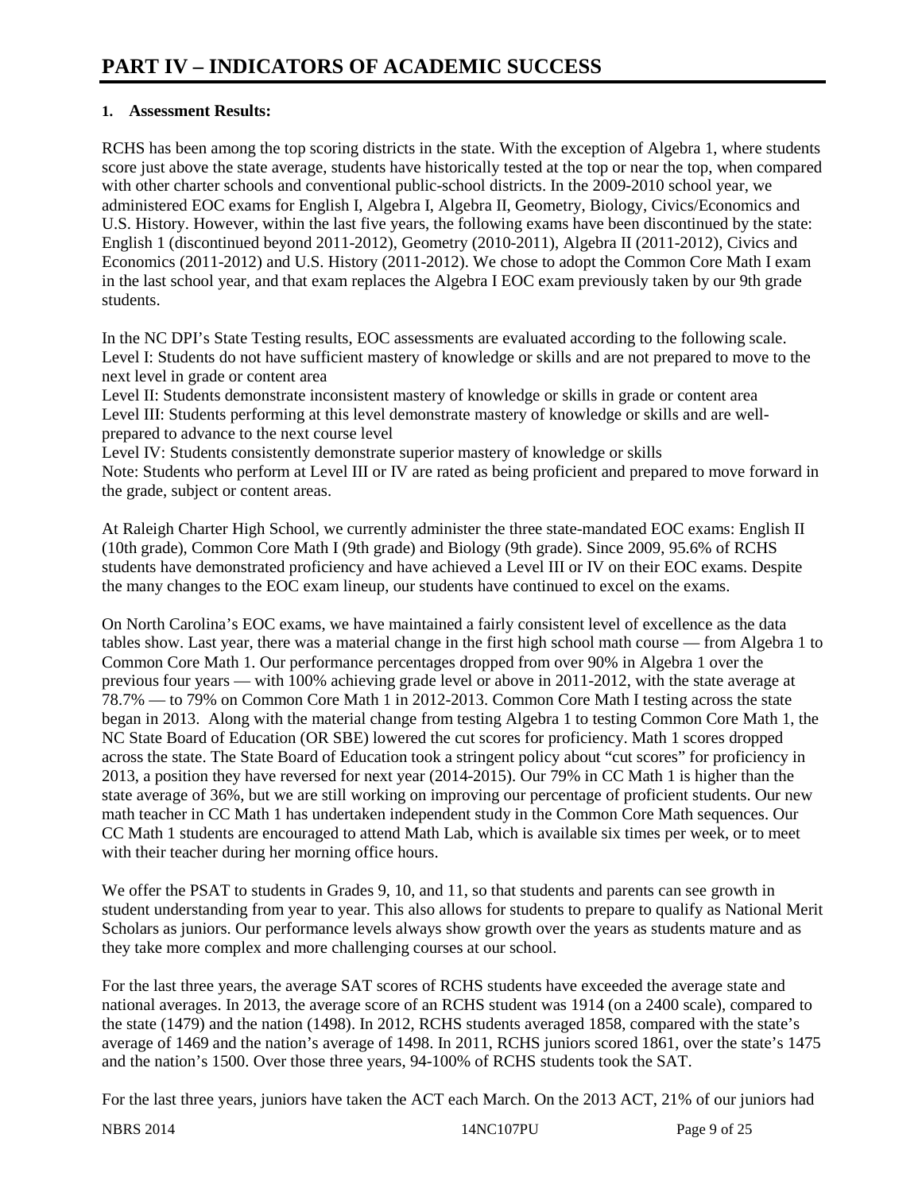# PART IV – INDICATORS OF ACADEMIC SUCCESS

**1. Assessment Results:**

RCHS has been among the top scoring districts in the state. With the exception of Algebra 1, where students score just above the state average, students have historically tested at the top or near the top, when compared with other charter schools and conventional public-school districts. In the 2009-2010 school year, we administered EOC exams for English I, Algebra I, Algebra II, Geometry, Biology, Civics/Economics and U.S. History. However, within the last five years, the following exams have been discontinued by the state: English 1 (discontinued beyond 2011-2012), Geometry (2010-2011), Algebra II (2011-2012), Civics and Economics (2011-2012) and U.S. History (2011-2012). We chose to adopt the Common Core Math I exam in the last school year, and that exam replaces the Algebra I EOC exam previously taken by our 9th grade students.

In the NC DPI's State Testing results, EOC assessments are evaluated according to the following scale.
Level I: Students do not have sufficient mastery of knowledge or skills and are not prepared to move to the next level in grade or content area
Level II: Students demonstrate inconsistent mastery of knowledge or skills in grade or content area
Level III: Students performing at this level demonstrate mastery of knowledge or skills and are well-prepared to advance to the next course level
Level IV: Students consistently demonstrate superior mastery of knowledge or skills
Note: Students who perform at Level III or IV are rated as being proficient and prepared to move forward in the grade, subject or content areas.

At Raleigh Charter High School, we currently administer the three state-mandated EOC exams: English II (10th grade), Common Core Math I (9th grade) and Biology (9th grade). Since 2009, 95.6% of RCHS students have demonstrated proficiency and have achieved a Level III or IV on their EOC exams. Despite the many changes to the EOC exam lineup, our students have continued to excel on the exams.

On North Carolina's EOC exams, we have maintained a fairly consistent level of excellence as the data tables show. Last year, there was a material change in the first high school math course — from Algebra 1 to Common Core Math 1. Our performance percentages dropped from over 90% in Algebra 1 over the previous four years — with 100% achieving grade level or above in 2011-2012, with the state average at 78.7% — to 79% on Common Core Math 1 in 2012-2013. Common Core Math I testing across the state began in 2013. Along with the material change from testing Algebra 1 to testing Common Core Math 1, the NC State Board of Education (OR SBE) lowered the cut scores for proficiency. Math 1 scores dropped across the state. The State Board of Education took a stringent policy about "cut scores" for proficiency in 2013, a position they have reversed for next year (2014-2015). Our 79% in CC Math 1 is higher than the state average of 36%, but we are still working on improving our percentage of proficient students. Our new math teacher in CC Math 1 has undertaken independent study in the Common Core Math sequences. Our CC Math 1 students are encouraged to attend Math Lab, which is available six times per week, or to meet with their teacher during her morning office hours.

We offer the PSAT to students in Grades 9, 10, and 11, so that students and parents can see growth in student understanding from year to year. This also allows for students to prepare to qualify as National Merit Scholars as juniors. Our performance levels always show growth over the years as students mature and as they take more complex and more challenging courses at our school.

For the last three years, the average SAT scores of RCHS students have exceeded the average state and national averages. In 2013, the average score of an RCHS student was 1914 (on a 2400 scale), compared to the state (1479) and the nation (1498). In 2012, RCHS students averaged 1858, compared with the state's average of 1469 and the nation's average of 1498. In 2011, RCHS juniors scored 1861, over the state's 1475 and the nation's 1500. Over those three years, 94-100% of RCHS students took the SAT.

For the last three years, juniors have taken the ACT each March. On the 2013 ACT, 21% of our juniors had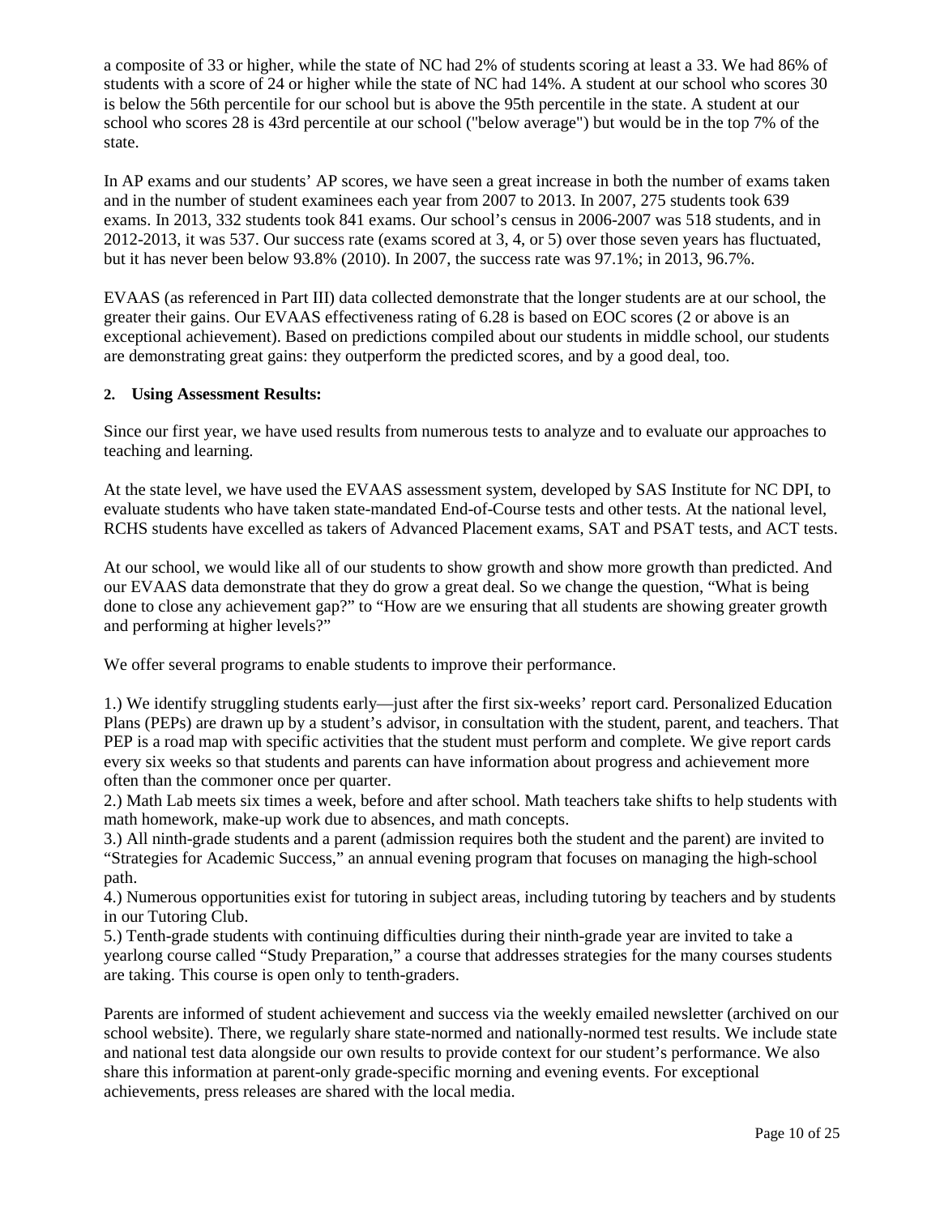a composite of 33 or higher, while the state of NC had 2% of students scoring at least a 33. We had 86% of students with a score of 24 or higher while the state of NC had 14%. A student at our school who scores 30 is below the 56th percentile for our school but is above the 95th percentile in the state. A student at our school who scores 28 is 43rd percentile at our school ("below average") but would be in the top 7% of the state.

In AP exams and our students' AP scores, we have seen a great increase in both the number of exams taken and in the number of student examinees each year from 2007 to 2013. In 2007, 275 students took 639 exams. In 2013, 332 students took 841 exams. Our school's census in 2006-2007 was 518 students, and in 2012-2013, it was 537. Our success rate (exams scored at 3, 4, or 5) over those seven years has fluctuated, but it has never been below 93.8% (2010). In 2007, the success rate was 97.1%; in 2013, 96.7%.

EVAAS (as referenced in Part III) data collected demonstrate that the longer students are at our school, the greater their gains. Our EVAAS effectiveness rating of 6.28 is based on EOC scores (2 or above is an exceptional achievement). Based on predictions compiled about our students in middle school, our students are demonstrating great gains: they outperform the predicted scores, and by a good deal, too.

**2. Using Assessment Results:**

Since our first year, we have used results from numerous tests to analyze and to evaluate our approaches to teaching and learning.

At the state level, we have used the EVAAS assessment system, developed by SAS Institute for NC DPI, to evaluate students who have taken state-mandated End-of-Course tests and other tests. At the national level, RCHS students have excelled as takers of Advanced Placement exams, SAT and PSAT tests, and ACT tests.

At our school, we would like all of our students to show growth and show more growth than predicted. And our EVAAS data demonstrate that they do grow a great deal. So we change the question, "What is being done to close any achievement gap?" to "How are we ensuring that all students are showing greater growth and performing at higher levels?"

We offer several programs to enable students to improve their performance.

1.) We identify struggling students early—just after the first six-weeks' report card. Personalized Education Plans (PEPs) are drawn up by a student's advisor, in consultation with the student, parent, and teachers. That PEP is a road map with specific activities that the student must perform and complete. We give report cards every six weeks so that students and parents can have information about progress and achievement more often than the commoner once per quarter.
2.) Math Lab meets six times a week, before and after school. Math teachers take shifts to help students with math homework, make-up work due to absences, and math concepts.
3.) All ninth-grade students and a parent (admission requires both the student and the parent) are invited to "Strategies for Academic Success," an annual evening program that focuses on managing the high-school path.
4.) Numerous opportunities exist for tutoring in subject areas, including tutoring by teachers and by students in our Tutoring Club.
5.) Tenth-grade students with continuing difficulties during their ninth-grade year are invited to take a yearlong course called "Study Preparation," a course that addresses strategies for the many courses students are taking. This course is open only to tenth-graders.

Parents are informed of student achievement and success via the weekly emailed newsletter (archived on our school website). There, we regularly share state-normed and nationally-normed test results. We include state and national test data alongside our own results to provide context for our student's performance. We also share this information at parent-only grade-specific morning and evening events. For exceptional achievements, press releases are shared with the local media.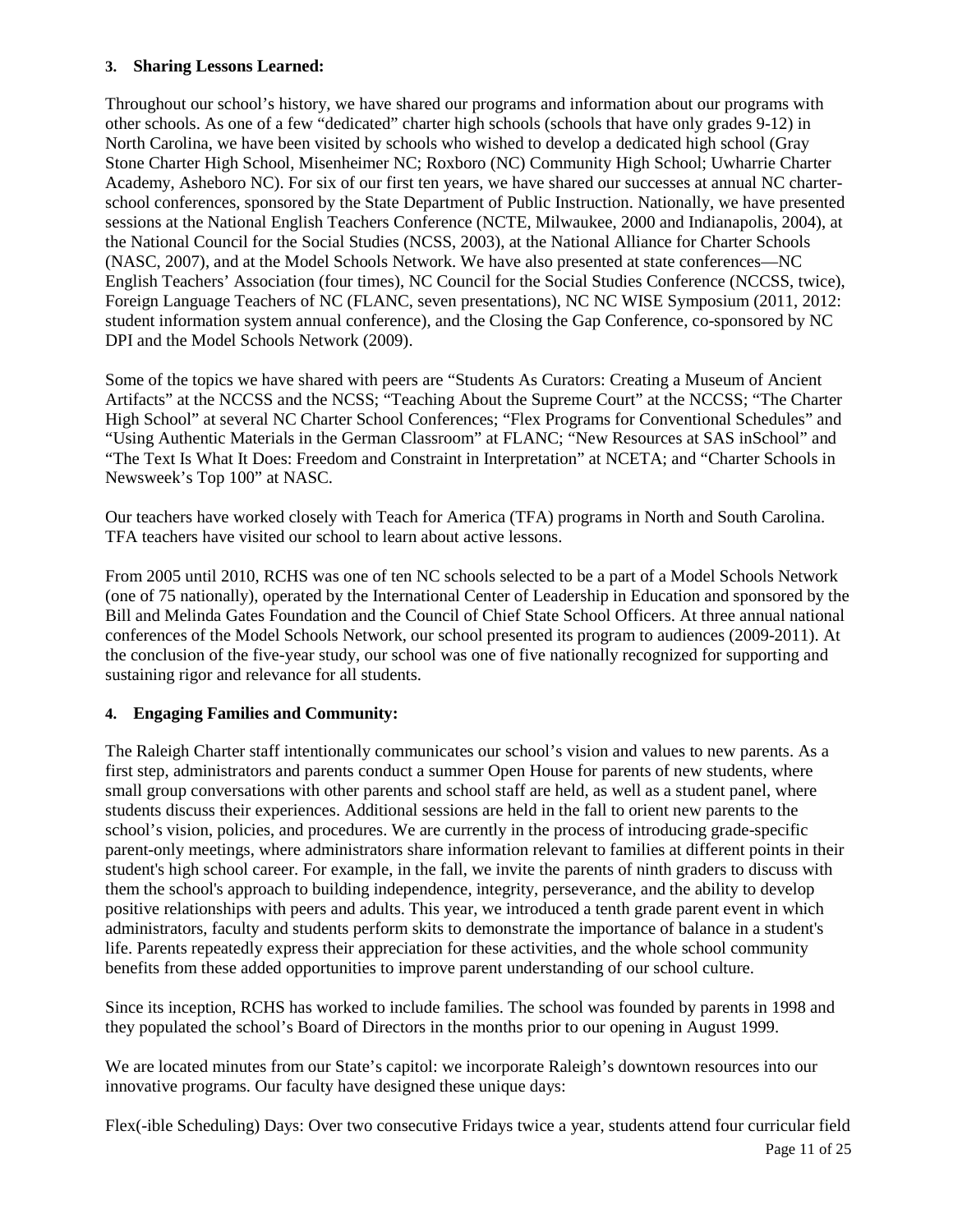### 3. Sharing Lessons Learned:

Throughout our school's history, we have shared our programs and information about our programs with other schools. As one of a few "dedicated" charter high schools (schools that have only grades 9-12) in North Carolina, we have been visited by schools who wished to develop a dedicated high school (Gray Stone Charter High School, Misenheimer NC; Roxboro (NC) Community High School; Uwharrie Charter Academy, Asheboro NC). For six of our first ten years, we have shared our successes at annual NC charter-school conferences, sponsored by the State Department of Public Instruction. Nationally, we have presented sessions at the National English Teachers Conference (NCTE, Milwaukee, 2000 and Indianapolis, 2004), at the National Council for the Social Studies (NCSS, 2003), at the National Alliance for Charter Schools (NASC, 2007), and at the Model Schools Network. We have also presented at state conferences—NC English Teachers' Association (four times), NC Council for the Social Studies Conference (NCCSS, twice), Foreign Language Teachers of NC (FLANC, seven presentations), NC NC WISE Symposium (2011, 2012: student information system annual conference), and the Closing the Gap Conference, co-sponsored by NC DPI and the Model Schools Network (2009).

Some of the topics we have shared with peers are "Students As Curators: Creating a Museum of Ancient Artifacts" at the NCCSS and the NCSS; "Teaching About the Supreme Court" at the NCCSS; "The Charter High School" at several NC Charter School Conferences; "Flex Programs for Conventional Schedules" and "Using Authentic Materials in the German Classroom" at FLANC; "New Resources at SAS inSchool" and "The Text Is What It Does: Freedom and Constraint in Interpretation" at NCETA; and "Charter Schools in Newsweek's Top 100" at NASC.

Our teachers have worked closely with Teach for America (TFA) programs in North and South Carolina. TFA teachers have visited our school to learn about active lessons.

From 2005 until 2010, RCHS was one of ten NC schools selected to be a part of a Model Schools Network (one of 75 nationally), operated by the International Center of Leadership in Education and sponsored by the Bill and Melinda Gates Foundation and the Council of Chief State School Officers. At three annual national conferences of the Model Schools Network, our school presented its program to audiences (2009-2011). At the conclusion of the five-year study, our school was one of five nationally recognized for supporting and sustaining rigor and relevance for all students.

### 4. Engaging Families and Community:

The Raleigh Charter staff intentionally communicates our school's vision and values to new parents. As a first step, administrators and parents conduct a summer Open House for parents of new students, where small group conversations with other parents and school staff are held, as well as a student panel, where students discuss their experiences. Additional sessions are held in the fall to orient new parents to the school's vision, policies, and procedures. We are currently in the process of introducing grade-specific parent-only meetings, where administrators share information relevant to families at different points in their student's high school career. For example, in the fall, we invite the parents of ninth graders to discuss with them the school's approach to building independence, integrity, perseverance, and the ability to develop positive relationships with peers and adults. This year, we introduced a tenth grade parent event in which administrators, faculty and students perform skits to demonstrate the importance of balance in a student's life. Parents repeatedly express their appreciation for these activities, and the whole school community benefits from these added opportunities to improve parent understanding of our school culture.

Since its inception, RCHS has worked to include families. The school was founded by parents in 1998 and they populated the school's Board of Directors in the months prior to our opening in August 1999.

We are located minutes from our State's capitol: we incorporate Raleigh's downtown resources into our innovative programs. Our faculty have designed these unique days:

Flex(-ible Scheduling) Days: Over two consecutive Fridays twice a year, students attend four curricular field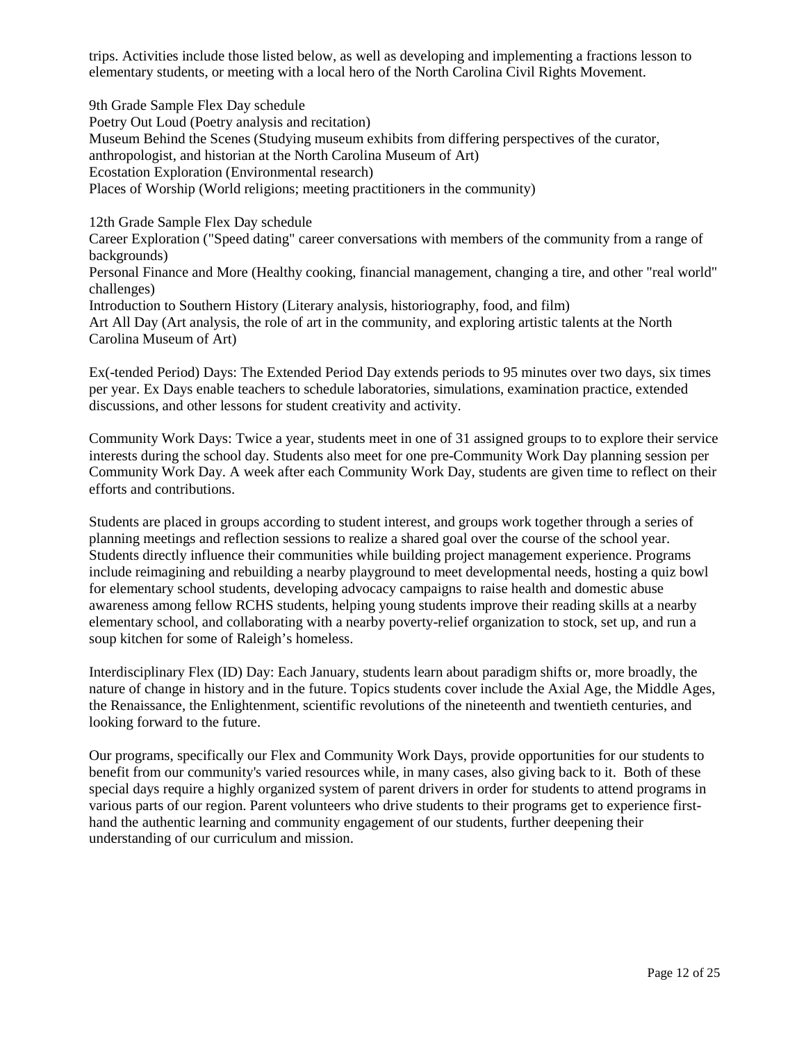trips. Activities include those listed below, as well as developing and implementing a fractions lesson to elementary students, or meeting with a local hero of the North Carolina Civil Rights Movement.

9th Grade Sample Flex Day schedule
Poetry Out Loud (Poetry analysis and recitation)
Museum Behind the Scenes (Studying museum exhibits from differing perspectives of the curator, anthropologist, and historian at the North Carolina Museum of Art)
Ecostation Exploration (Environmental research)
Places of Worship (World religions; meeting practitioners in the community)

12th Grade Sample Flex Day schedule
Career Exploration ("Speed dating" career conversations with members of the community from a range of backgrounds)
Personal Finance and More (Healthy cooking, financial management, changing a tire, and other "real world" challenges)
Introduction to Southern History (Literary analysis, historiography, food, and film)
Art All Day (Art analysis, the role of art in the community, and exploring artistic talents at the North Carolina Museum of Art)

Ex(-tended Period) Days: The Extended Period Day extends periods to 95 minutes over two days, six times per year. Ex Days enable teachers to schedule laboratories, simulations, examination practice, extended discussions, and other lessons for student creativity and activity.

Community Work Days: Twice a year, students meet in one of 31 assigned groups to to explore their service interests during the school day. Students also meet for one pre-Community Work Day planning session per Community Work Day. A week after each Community Work Day, students are given time to reflect on their efforts and contributions.

Students are placed in groups according to student interest, and groups work together through a series of planning meetings and reflection sessions to realize a shared goal over the course of the school year. Students directly influence their communities while building project management experience. Programs include reimagining and rebuilding a nearby playground to meet developmental needs, hosting a quiz bowl for elementary school students, developing advocacy campaigns to raise health and domestic abuse awareness among fellow RCHS students, helping young students improve their reading skills at a nearby elementary school, and collaborating with a nearby poverty-relief organization to stock, set up, and run a soup kitchen for some of Raleigh's homeless.

Interdisciplinary Flex (ID) Day: Each January, students learn about paradigm shifts or, more broadly, the nature of change in history and in the future. Topics students cover include the Axial Age, the Middle Ages, the Renaissance, the Enlightenment, scientific revolutions of the nineteenth and twentieth centuries, and looking forward to the future.

Our programs, specifically our Flex and Community Work Days, provide opportunities for our students to benefit from our community's varied resources while, in many cases, also giving back to it. Both of these special days require a highly organized system of parent drivers in order for students to attend programs in various parts of our region. Parent volunteers who drive students to their programs get to experience first-hand the authentic learning and community engagement of our students, further deepening their understanding of our curriculum and mission.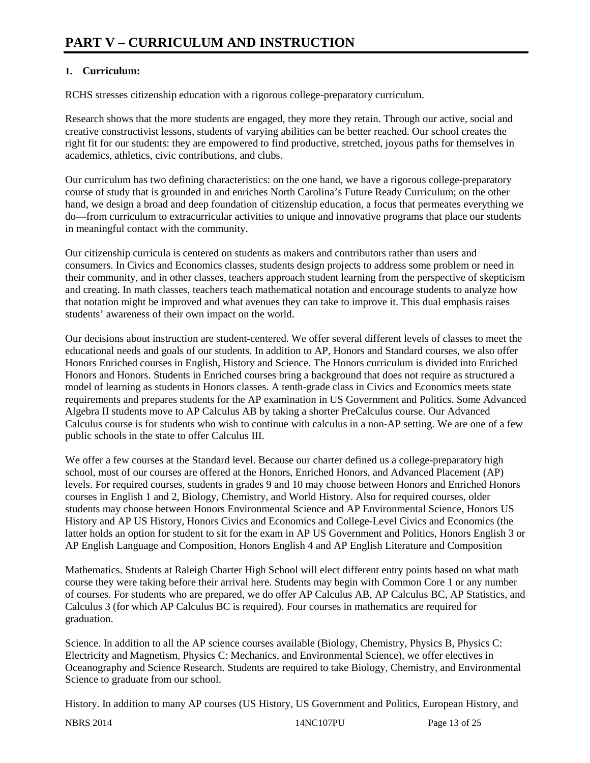# PART V – CURRICULUM AND INSTRUCTION

## 1. Curriculum:

RCHS stresses citizenship education with a rigorous college-preparatory curriculum.

Research shows that the more students are engaged, they more they retain. Through our active, social and creative constructivist lessons, students of varying abilities can be better reached. Our school creates the right fit for our students: they are empowered to find productive, stretched, joyous paths for themselves in academics, athletics, civic contributions, and clubs.

Our curriculum has two defining characteristics: on the one hand, we have a rigorous college-preparatory course of study that is grounded in and enriches North Carolina's Future Ready Curriculum; on the other hand, we design a broad and deep foundation of citizenship education, a focus that permeates everything we do—from curriculum to extracurricular activities to unique and innovative programs that place our students in meaningful contact with the community.

Our citizenship curricula is centered on students as makers and contributors rather than users and consumers. In Civics and Economics classes, students design projects to address some problem or need in their community, and in other classes, teachers approach student learning from the perspective of skepticism and creating. In math classes, teachers teach mathematical notation and encourage students to analyze how that notation might be improved and what avenues they can take to improve it. This dual emphasis raises students' awareness of their own impact on the world.

Our decisions about instruction are student-centered. We offer several different levels of classes to meet the educational needs and goals of our students. In addition to AP, Honors and Standard courses, we also offer Honors Enriched courses in English, History and Science. The Honors curriculum is divided into Enriched Honors and Honors. Students in Enriched courses bring a background that does not require as structured a model of learning as students in Honors classes. A tenth-grade class in Civics and Economics meets state requirements and prepares students for the AP examination in US Government and Politics. Some Advanced Algebra II students move to AP Calculus AB by taking a shorter PreCalculus course. Our Advanced Calculus course is for students who wish to continue with calculus in a non-AP setting. We are one of a few public schools in the state to offer Calculus III.

We offer a few courses at the Standard level. Because our charter defined us a college-preparatory high school, most of our courses are offered at the Honors, Enriched Honors, and Advanced Placement (AP) levels. For required courses, students in grades 9 and 10 may choose between Honors and Enriched Honors courses in English 1 and 2, Biology, Chemistry, and World History. Also for required courses, older students may choose between Honors Environmental Science and AP Environmental Science, Honors US History and AP US History, Honors Civics and Economics and College-Level Civics and Economics (the latter holds an option for student to sit for the exam in AP US Government and Politics, Honors English 3 or AP English Language and Composition, Honors English 4 and AP English Literature and Composition

Mathematics. Students at Raleigh Charter High School will elect different entry points based on what math course they were taking before their arrival here. Students may begin with Common Core 1 or any number of courses. For students who are prepared, we do offer AP Calculus AB, AP Calculus BC, AP Statistics, and Calculus 3 (for which AP Calculus BC is required). Four courses in mathematics are required for graduation.

Science. In addition to all the AP science courses available (Biology, Chemistry, Physics B, Physics C: Electricity and Magnetism, Physics C: Mechanics, and Environmental Science), we offer electives in Oceanography and Science Research. Students are required to take Biology, Chemistry, and Environmental Science to graduate from our school.

History. In addition to many AP courses (US History, US Government and Politics, European History, and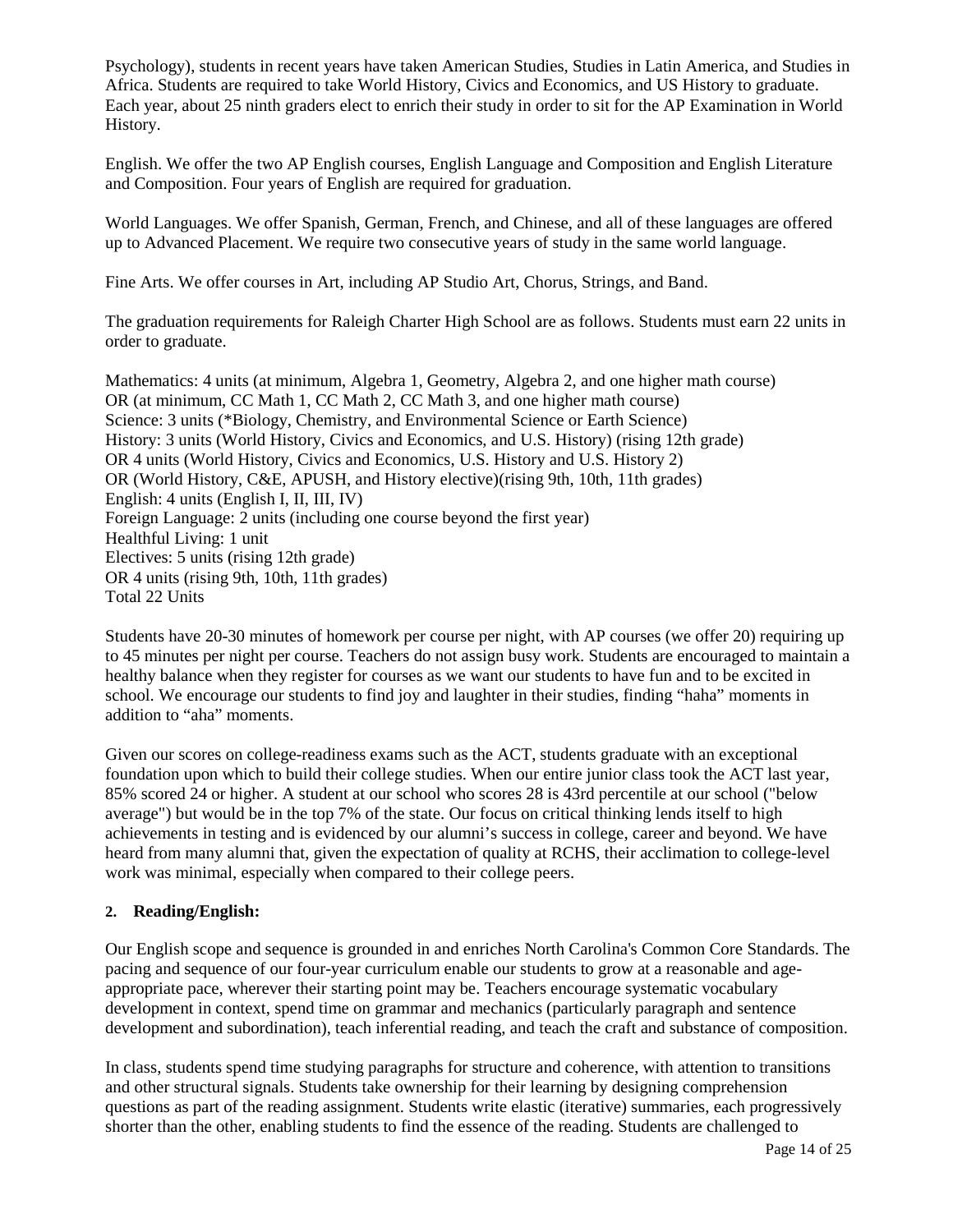Psychology), students in recent years have taken American Studies, Studies in Latin America, and Studies in Africa. Students are required to take World History, Civics and Economics, and US History to graduate. Each year, about 25 ninth graders elect to enrich their study in order to sit for the AP Examination in World History.

English. We offer the two AP English courses, English Language and Composition and English Literature and Composition. Four years of English are required for graduation.

World Languages. We offer Spanish, German, French, and Chinese, and all of these languages are offered up to Advanced Placement. We require two consecutive years of study in the same world language.

Fine Arts. We offer courses in Art, including AP Studio Art, Chorus, Strings, and Band.

The graduation requirements for Raleigh Charter High School are as follows. Students must earn 22 units in order to graduate.

Mathematics: 4 units (at minimum, Algebra 1, Geometry, Algebra 2, and one higher math course)
OR (at minimum, CC Math 1, CC Math 2, CC Math 3, and one higher math course)
Science: 3 units (*Biology, Chemistry, and Environmental Science or Earth Science)
History: 3 units (World History, Civics and Economics, and U.S. History) (rising 12th grade)
OR 4 units (World History, Civics and Economics, U.S. History and U.S. History 2)
OR (World History, C&E, APUSH, and History elective)(rising 9th, 10th, 11th grades)
English: 4 units (English I, II, III, IV)
Foreign Language: 2 units (including one course beyond the first year)
Healthful Living: 1 unit
Electives: 5 units (rising 12th grade)
OR 4 units (rising 9th, 10th, 11th grades)
Total 22 Units

Students have 20-30 minutes of homework per course per night, with AP courses (we offer 20) requiring up to 45 minutes per night per course. Teachers do not assign busy work. Students are encouraged to maintain a healthy balance when they register for courses as we want our students to have fun and to be excited in school. We encourage our students to find joy and laughter in their studies, finding "haha" moments in addition to "aha" moments.

Given our scores on college-readiness exams such as the ACT, students graduate with an exceptional foundation upon which to build their college studies. When our entire junior class took the ACT last year, 85% scored 24 or higher. A student at our school who scores 28 is 43rd percentile at our school ("below average") but would be in the top 7% of the state. Our focus on critical thinking lends itself to high achievements in testing and is evidenced by our alumni's success in college, career and beyond. We have heard from many alumni that, given the expectation of quality at RCHS, their acclimation to college-level work was minimal, especially when compared to their college peers.

**2. Reading/English:**

Our English scope and sequence is grounded in and enriches North Carolina's Common Core Standards. The pacing and sequence of our four-year curriculum enable our students to grow at a reasonable and age-appropriate pace, wherever their starting point may be. Teachers encourage systematic vocabulary development in context, spend time on grammar and mechanics (particularly paragraph and sentence development and subordination), teach inferential reading, and teach the craft and substance of composition.

In class, students spend time studying paragraphs for structure and coherence, with attention to transitions and other structural signals. Students take ownership for their learning by designing comprehension questions as part of the reading assignment. Students write elastic (iterative) summaries, each progressively shorter than the other, enabling students to find the essence of the reading. Students are challenged to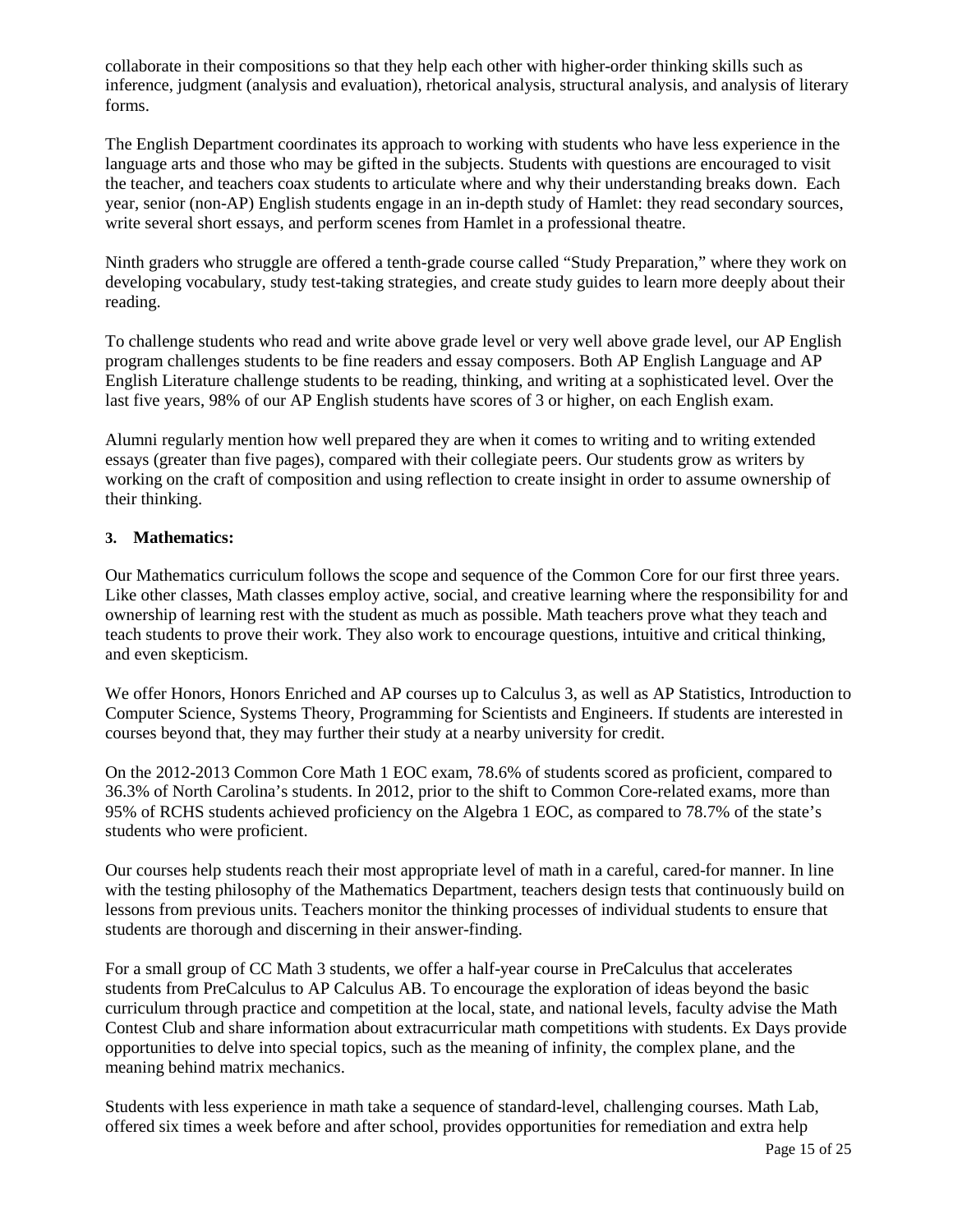collaborate in their compositions so that they help each other with higher-order thinking skills such as inference, judgment (analysis and evaluation), rhetorical analysis, structural analysis, and analysis of literary forms.

The English Department coordinates its approach to working with students who have less experience in the language arts and those who may be gifted in the subjects. Students with questions are encouraged to visit the teacher, and teachers coax students to articulate where and why their understanding breaks down. Each year, senior (non-AP) English students engage in an in-depth study of Hamlet: they read secondary sources, write several short essays, and perform scenes from Hamlet in a professional theatre.

Ninth graders who struggle are offered a tenth-grade course called "Study Preparation," where they work on developing vocabulary, study test-taking strategies, and create study guides to learn more deeply about their reading.

To challenge students who read and write above grade level or very well above grade level, our AP English program challenges students to be fine readers and essay composers. Both AP English Language and AP English Literature challenge students to be reading, thinking, and writing at a sophisticated level. Over the last five years, 98% of our AP English students have scores of 3 or higher, on each English exam.

Alumni regularly mention how well prepared they are when it comes to writing and to writing extended essays (greater than five pages), compared with their collegiate peers. Our students grow as writers by working on the craft of composition and using reflection to create insight in order to assume ownership of their thinking.

### 3. Mathematics:

Our Mathematics curriculum follows the scope and sequence of the Common Core for our first three years. Like other classes, Math classes employ active, social, and creative learning where the responsibility for and ownership of learning rest with the student as much as possible. Math teachers prove what they teach and teach students to prove their work. They also work to encourage questions, intuitive and critical thinking, and even skepticism.

We offer Honors, Honors Enriched and AP courses up to Calculus 3, as well as AP Statistics, Introduction to Computer Science, Systems Theory, Programming for Scientists and Engineers. If students are interested in courses beyond that, they may further their study at a nearby university for credit.

On the 2012-2013 Common Core Math 1 EOC exam, 78.6% of students scored as proficient, compared to 36.3% of North Carolina's students. In 2012, prior to the shift to Common Core-related exams, more than 95% of RCHS students achieved proficiency on the Algebra 1 EOC, as compared to 78.7% of the state's students who were proficient.

Our courses help students reach their most appropriate level of math in a careful, cared-for manner. In line with the testing philosophy of the Mathematics Department, teachers design tests that continuously build on lessons from previous units. Teachers monitor the thinking processes of individual students to ensure that students are thorough and discerning in their answer-finding.

For a small group of CC Math 3 students, we offer a half-year course in PreCalculus that accelerates students from PreCalculus to AP Calculus AB. To encourage the exploration of ideas beyond the basic curriculum through practice and competition at the local, state, and national levels, faculty advise the Math Contest Club and share information about extracurricular math competitions with students. Ex Days provide opportunities to delve into special topics, such as the meaning of infinity, the complex plane, and the meaning behind matrix mechanics.

Students with less experience in math take a sequence of standard-level, challenging courses. Math Lab, offered six times a week before and after school, provides opportunities for remediation and extra help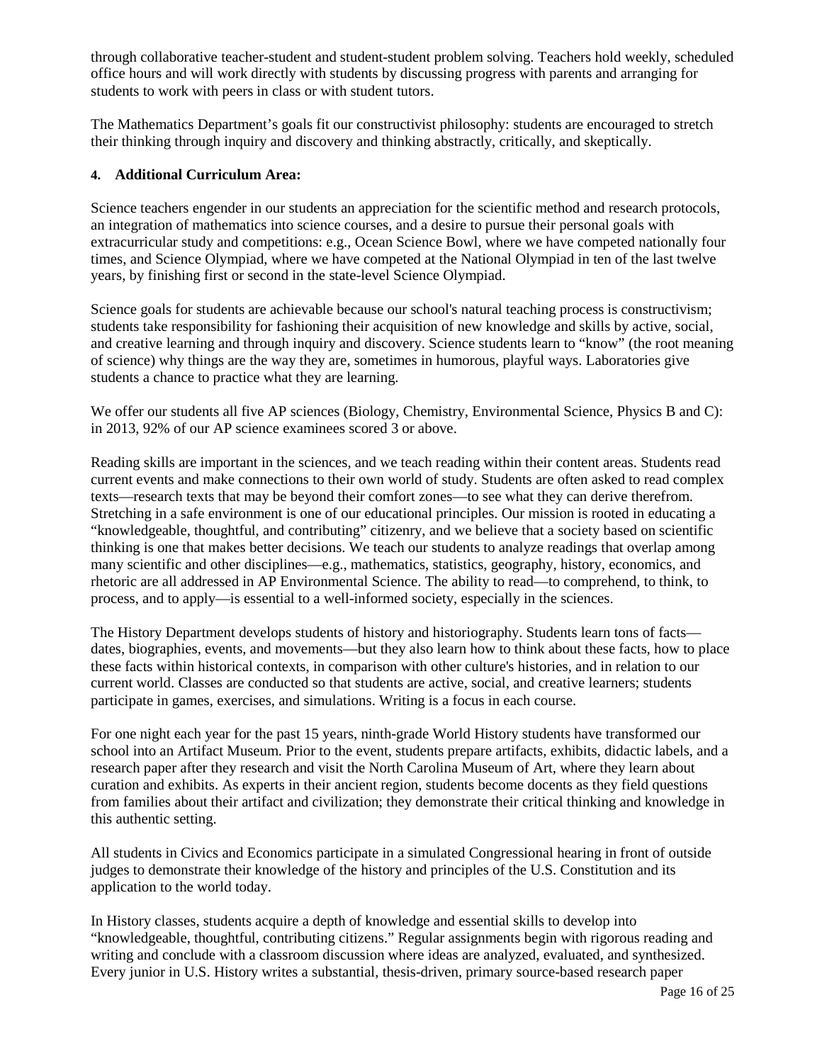through collaborative teacher-student and student-student problem solving. Teachers hold weekly, scheduled office hours and will work directly with students by discussing progress with parents and arranging for students to work with peers in class or with student tutors.

The Mathematics Department's goals fit our constructivist philosophy: students are encouraged to stretch their thinking through inquiry and discovery and thinking abstractly, critically, and skeptically.

**4. Additional Curriculum Area:**

Science teachers engender in our students an appreciation for the scientific method and research protocols, an integration of mathematics into science courses, and a desire to pursue their personal goals with extracurricular study and competitions: e.g., Ocean Science Bowl, where we have competed nationally four times, and Science Olympiad, where we have competed at the National Olympiad in ten of the last twelve years, by finishing first or second in the state-level Science Olympiad.

Science goals for students are achievable because our school's natural teaching process is constructivism; students take responsibility for fashioning their acquisition of new knowledge and skills by active, social, and creative learning and through inquiry and discovery. Science students learn to "know" (the root meaning of science) why things are the way they are, sometimes in humorous, playful ways. Laboratories give students a chance to practice what they are learning.

We offer our students all five AP sciences (Biology, Chemistry, Environmental Science, Physics B and C): in 2013, 92% of our AP science examinees scored 3 or above.

Reading skills are important in the sciences, and we teach reading within their content areas. Students read current events and make connections to their own world of study. Students are often asked to read complex texts—research texts that may be beyond their comfort zones—to see what they can derive therefrom. Stretching in a safe environment is one of our educational principles. Our mission is rooted in educating a "knowledgeable, thoughtful, and contributing" citizenry, and we believe that a society based on scientific thinking is one that makes better decisions. We teach our students to analyze readings that overlap among many scientific and other disciplines—e.g., mathematics, statistics, geography, history, economics, and rhetoric are all addressed in AP Environmental Science. The ability to read—to comprehend, to think, to process, and to apply—is essential to a well-informed society, especially in the sciences.

The History Department develops students of history and historiography. Students learn tons of facts—dates, biographies, events, and movements—but they also learn how to think about these facts, how to place these facts within historical contexts, in comparison with other culture's histories, and in relation to our current world. Classes are conducted so that students are active, social, and creative learners; students participate in games, exercises, and simulations. Writing is a focus in each course.

For one night each year for the past 15 years, ninth-grade World History students have transformed our school into an Artifact Museum. Prior to the event, students prepare artifacts, exhibits, didactic labels, and a research paper after they research and visit the North Carolina Museum of Art, where they learn about curation and exhibits. As experts in their ancient region, students become docents as they field questions from families about their artifact and civilization; they demonstrate their critical thinking and knowledge in this authentic setting.

All students in Civics and Economics participate in a simulated Congressional hearing in front of outside judges to demonstrate their knowledge of the history and principles of the U.S. Constitution and its application to the world today.

In History classes, students acquire a depth of knowledge and essential skills to develop into "knowledgeable, thoughtful, contributing citizens." Regular assignments begin with rigorous reading and writing and conclude with a classroom discussion where ideas are analyzed, evaluated, and synthesized. Every junior in U.S. History writes a substantial, thesis-driven, primary source-based research paper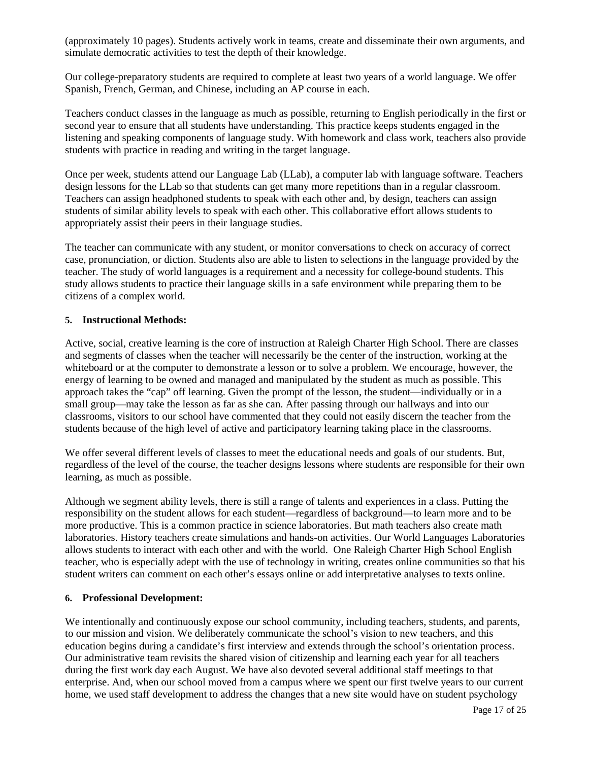(approximately 10 pages). Students actively work in teams, create and disseminate their own arguments, and simulate democratic activities to test the depth of their knowledge.

Our college-preparatory students are required to complete at least two years of a world language. We offer Spanish, French, German, and Chinese, including an AP course in each.

Teachers conduct classes in the language as much as possible, returning to English periodically in the first or second year to ensure that all students have understanding. This practice keeps students engaged in the listening and speaking components of language study. With homework and class work, teachers also provide students with practice in reading and writing in the target language.

Once per week, students attend our Language Lab (LLab), a computer lab with language software. Teachers design lessons for the LLab so that students can get many more repetitions than in a regular classroom. Teachers can assign headphoned students to speak with each other and, by design, teachers can assign students of similar ability levels to speak with each other. This collaborative effort allows students to appropriately assist their peers in their language studies.

The teacher can communicate with any student, or monitor conversations to check on accuracy of correct case, pronunciation, or diction. Students also are able to listen to selections in the language provided by the teacher. The study of world languages is a requirement and a necessity for college-bound students. This study allows students to practice their language skills in a safe environment while preparing them to be citizens of a complex world.

**5. Instructional Methods:**

Active, social, creative learning is the core of instruction at Raleigh Charter High School. There are classes and segments of classes when the teacher will necessarily be the center of the instruction, working at the whiteboard or at the computer to demonstrate a lesson or to solve a problem. We encourage, however, the energy of learning to be owned and managed and manipulated by the student as much as possible. This approach takes the "cap" off learning. Given the prompt of the lesson, the student—individually or in a small group—may take the lesson as far as she can. After passing through our hallways and into our classrooms, visitors to our school have commented that they could not easily discern the teacher from the students because of the high level of active and participatory learning taking place in the classrooms.

We offer several different levels of classes to meet the educational needs and goals of our students. But, regardless of the level of the course, the teacher designs lessons where students are responsible for their own learning, as much as possible.

Although we segment ability levels, there is still a range of talents and experiences in a class. Putting the responsibility on the student allows for each student—regardless of background—to learn more and to be more productive. This is a common practice in science laboratories. But math teachers also create math laboratories. History teachers create simulations and hands-on activities. Our World Languages Laboratories allows students to interact with each other and with the world. One Raleigh Charter High School English teacher, who is especially adept with the use of technology in writing, creates online communities so that his student writers can comment on each other's essays online or add interpretative analyses to texts online.

**6. Professional Development:**

We intentionally and continuously expose our school community, including teachers, students, and parents, to our mission and vision. We deliberately communicate the school's vision to new teachers, and this education begins during a candidate's first interview and extends through the school's orientation process. Our administrative team revisits the shared vision of citizenship and learning each year for all teachers during the first work day each August. We have also devoted several additional staff meetings to that enterprise. And, when our school moved from a campus where we spent our first twelve years to our current home, we used staff development to address the changes that a new site would have on student psychology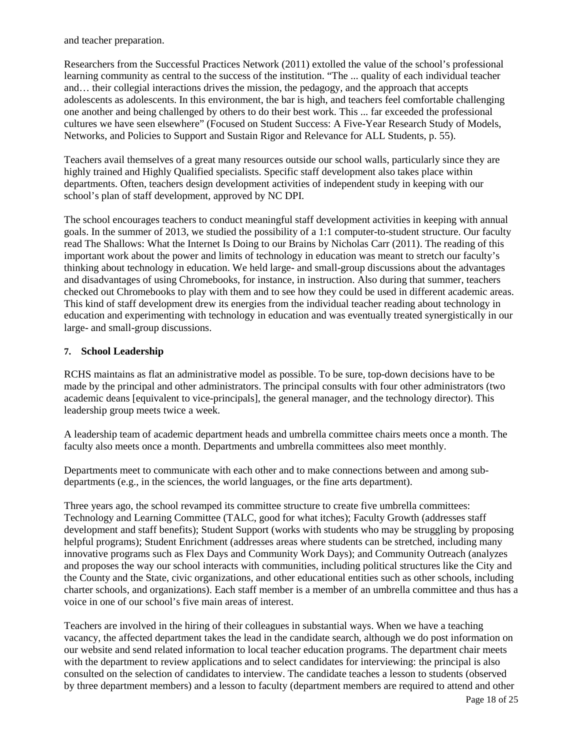and teacher preparation.

Researchers from the Successful Practices Network (2011) extolled the value of the school's professional learning community as central to the success of the institution. "The ... quality of each individual teacher and… their collegial interactions drives the mission, the pedagogy, and the approach that accepts adolescents as adolescents. In this environment, the bar is high, and teachers feel comfortable challenging one another and being challenged by others to do their best work. This ... far exceeded the professional cultures we have seen elsewhere" (Focused on Student Success: A Five-Year Research Study of Models, Networks, and Policies to Support and Sustain Rigor and Relevance for ALL Students, p. 55).

Teachers avail themselves of a great many resources outside our school walls, particularly since they are highly trained and Highly Qualified specialists. Specific staff development also takes place within departments. Often, teachers design development activities of independent study in keeping with our school's plan of staff development, approved by NC DPI.

The school encourages teachers to conduct meaningful staff development activities in keeping with annual goals. In the summer of 2013, we studied the possibility of a 1:1 computer-to-student structure. Our faculty read The Shallows: What the Internet Is Doing to our Brains by Nicholas Carr (2011). The reading of this important work about the power and limits of technology in education was meant to stretch our faculty's thinking about technology in education. We held large- and small-group discussions about the advantages and disadvantages of using Chromebooks, for instance, in instruction. Also during that summer, teachers checked out Chromebooks to play with them and to see how they could be used in different academic areas. This kind of staff development drew its energies from the individual teacher reading about technology in education and experimenting with technology in education and was eventually treated synergistically in our large- and small-group discussions.

### 7. School Leadership

RCHS maintains as flat an administrative model as possible. To be sure, top-down decisions have to be made by the principal and other administrators. The principal consults with four other administrators (two academic deans [equivalent to vice-principals], the general manager, and the technology director). This leadership group meets twice a week.

A leadership team of academic department heads and umbrella committee chairs meets once a month. The faculty also meets once a month. Departments and umbrella committees also meet monthly.

Departments meet to communicate with each other and to make connections between and among sub-departments (e.g., in the sciences, the world languages, or the fine arts department).

Three years ago, the school revamped its committee structure to create five umbrella committees: Technology and Learning Committee (TALC, good for what itches); Faculty Growth (addresses staff development and staff benefits); Student Support (works with students who may be struggling by proposing helpful programs); Student Enrichment (addresses areas where students can be stretched, including many innovative programs such as Flex Days and Community Work Days); and Community Outreach (analyzes and proposes the way our school interacts with communities, including political structures like the City and the County and the State, civic organizations, and other educational entities such as other schools, including charter schools, and organizations). Each staff member is a member of an umbrella committee and thus has a voice in one of our school's five main areas of interest.

Teachers are involved in the hiring of their colleagues in substantial ways. When we have a teaching vacancy, the affected department takes the lead in the candidate search, although we do post information on our website and send related information to local teacher education programs. The department chair meets with the department to review applications and to select candidates for interviewing: the principal is also consulted on the selection of candidates to interview. The candidate teaches a lesson to students (observed by three department members) and a lesson to faculty (department members are required to attend and other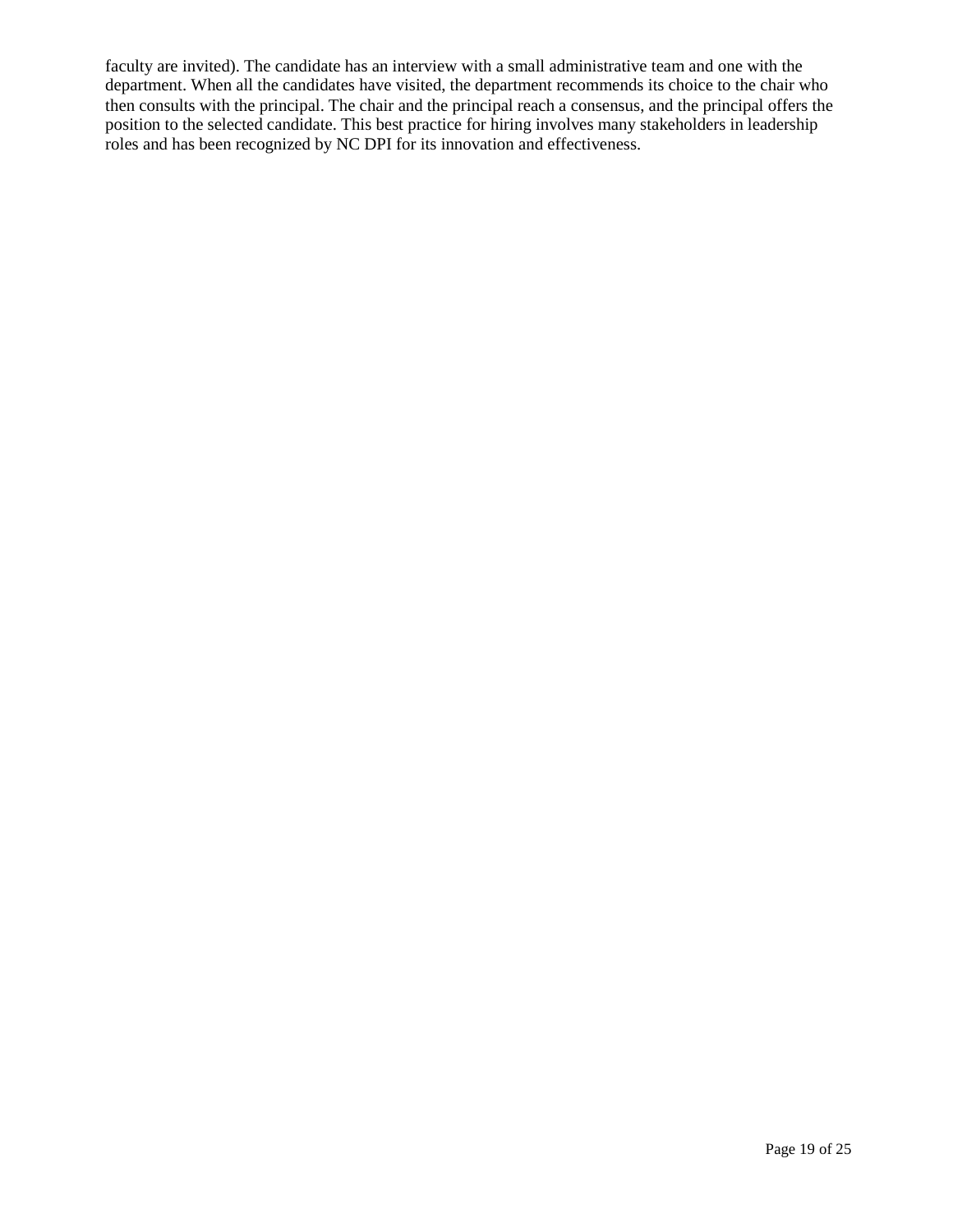faculty are invited). The candidate has an interview with a small administrative team and one with the department. When all the candidates have visited, the department recommends its choice to the chair who then consults with the principal. The chair and the principal reach a consensus, and the principal offers the position to the selected candidate. This best practice for hiring involves many stakeholders in leadership roles and has been recognized by NC DPI for its innovation and effectiveness.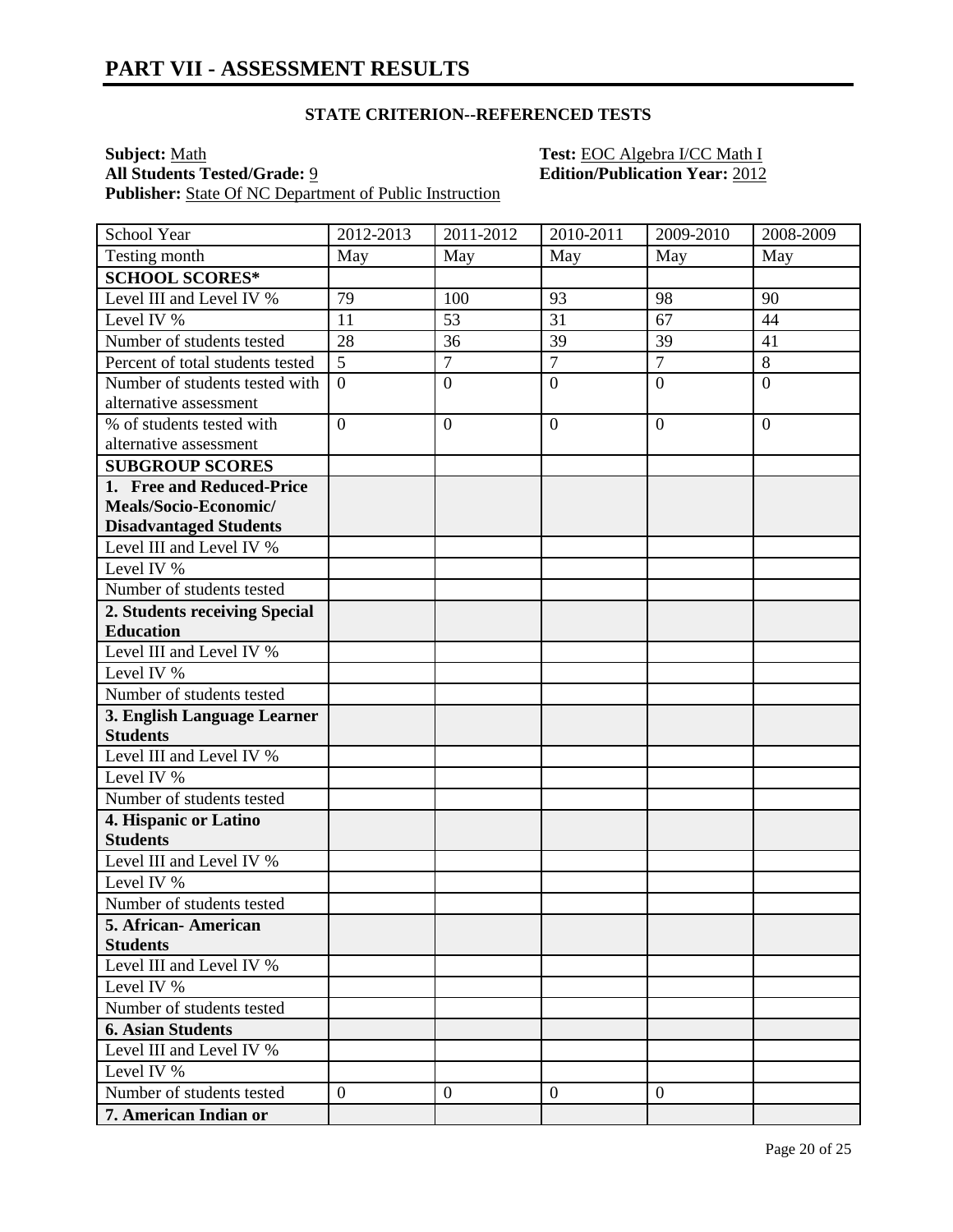# PART VII - ASSESSMENT RESULTS

**STATE CRITERION--REFERENCED TESTS**

**Subject:** Math  
**Test:** EOC Algebra I/CC Math I  
**All Students Tested/Grade:** 9  
**Edition/Publication Year:** 2012  
**Publisher:** State Of NC Department of Public Instruction

| School Year | 2012-2013 | 2011-2012 | 2010-2011 | 2009-2010 | 2008-2009 |
|---|---|---|---|---|---|
| Testing month | May | May | May | May | May |
| **SCHOOL SCORES*** | | | | | |
| Level III and Level IV % | 79 | 100 | 93 | 98 | 90 |
| Level IV % | 11 | 53 | 31 | 67 | 44 |
| Number of students tested | 28 | 36 | 39 | 39 | 41 |
| Percent of total students tested | 5 | 7 | 7 | 7 | 8 |
| Number of students tested with alternative assessment | 0 | 0 | 0 | 0 | 0 |
| % of students tested with alternative assessment | 0 | 0 | 0 | 0 | 0 |
| **SUBGROUP SCORES** | | | | | |
| **1. Free and Reduced-Price Meals/Socio-Economic/ Disadvantaged Students** | | | | | |
| Level III and Level IV % | | | | | |
| Level IV % | | | | | |
| Number of students tested | | | | | |
| **2. Students receiving Special Education** | | | | | |
| Level III and Level IV % | | | | | |
| Level IV % | | | | | |
| Number of students tested | | | | | |
| **3. English Language Learner Students** | | | | | |
| Level III and Level IV % | | | | | |
| Level IV % | | | | | |
| Number of students tested | | | | | |
| **4. Hispanic or Latino Students** | | | | | |
| Level III and Level IV % | | | | | |
| Level IV % | | | | | |
| Number of students tested | | | | | |
| **5. African- American Students** | | | | | |
| Level III and Level IV % | | | | | |
| Level IV % | | | | | |
| Number of students tested | | | | | |
| **6. Asian Students** | | | | | |
| Level III and Level IV % | | | | | |
| Level IV % | | | | | |
| Number of students tested | 0 | 0 | 0 | 0 | |
| **7. American Indian or** | | | | | |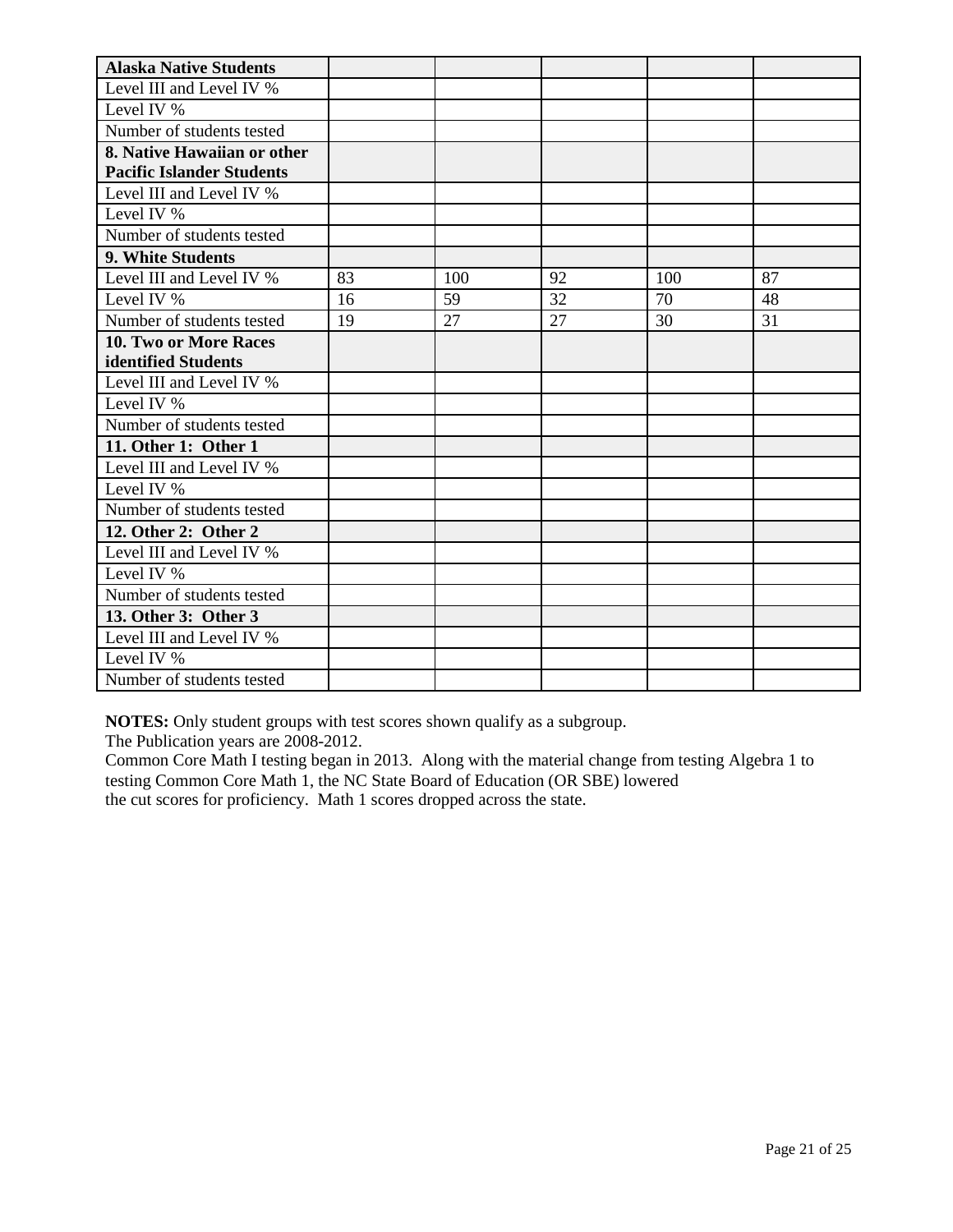| Alaska Native Students | | | | | |
|---|---|---|---|---|---|
| Level III and Level IV % | | | | | |
| Level IV % | | | | | |
| Number of students tested | | | | | |
| **8. Native Hawaiian or other Pacific Islander Students** | | | | | |
| Level III and Level IV % | | | | | |
| Level IV % | | | | | |
| Number of students tested | | | | | |
| **9. White Students** | | | | | |
| Level III and Level IV % | 83 | 100 | 92 | 100 | 87 |
| Level IV % | 16 | 59 | 32 | 70 | 48 |
| Number of students tested | 19 | 27 | 27 | 30 | 31 |
| **10. Two or More Races identified Students** | | | | | |
| Level III and Level IV % | | | | | |
| Level IV % | | | | | |
| Number of students tested | | | | | |
| **11. Other 1: Other 1** | | | | | |
| Level III and Level IV % | | | | | |
| Level IV % | | | | | |
| Number of students tested | | | | | |
| **12. Other 2: Other 2** | | | | | |
| Level III and Level IV % | | | | | |
| Level IV % | | | | | |
| Number of students tested | | | | | |
| **13. Other 3: Other 3** | | | | | |
| Level III and Level IV % | | | | | |
| Level IV % | | | | | |
| Number of students tested | | | | | |

**NOTES:** Only student groups with test scores shown qualify as a subgroup.
The Publication years are 2008-2012.
Common Core Math I testing began in 2013. Along with the material change from testing Algebra 1 to testing Common Core Math 1, the NC State Board of Education (OR SBE) lowered
the cut scores for proficiency. Math 1 scores dropped across the state.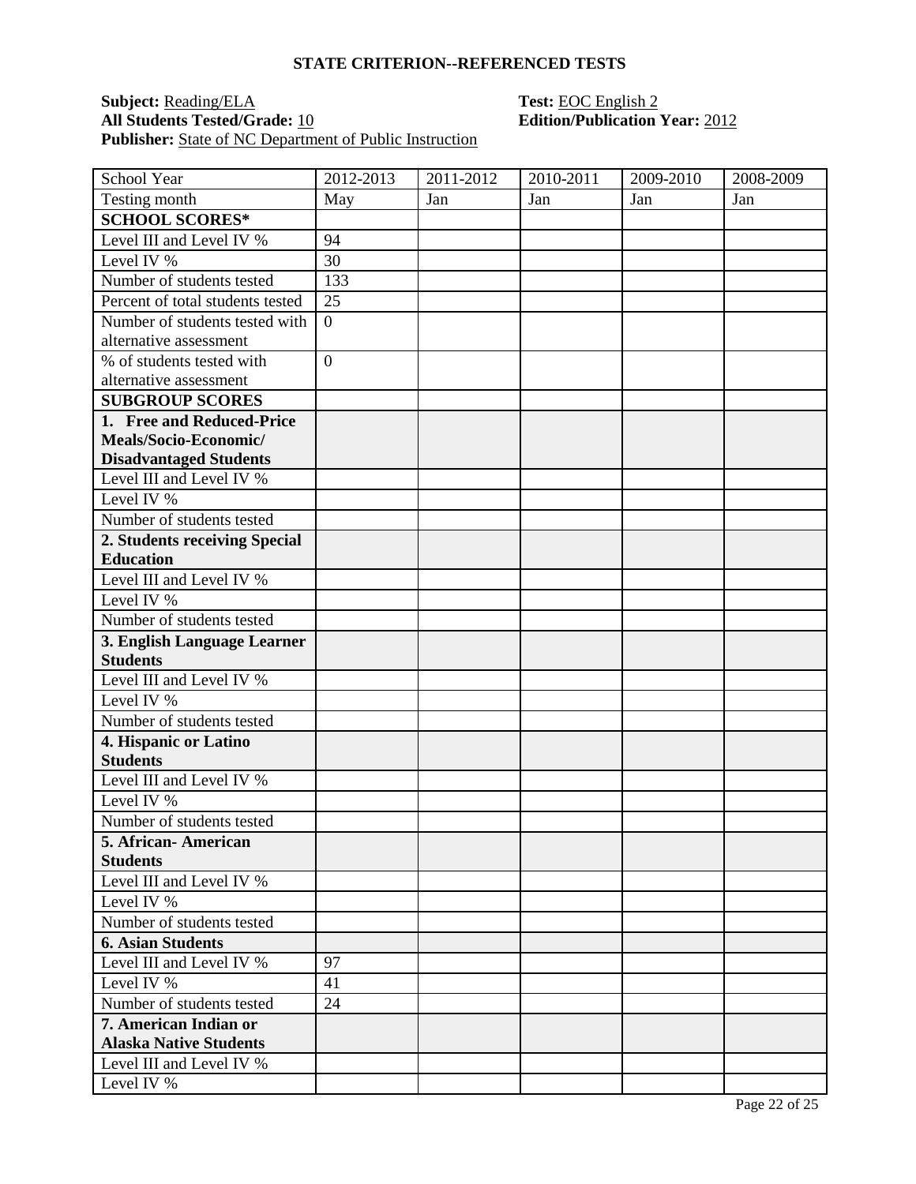## STATE CRITERION--REFERENCED TESTS

**Subject:** Reading/ELA
**Test:** EOC English 2
**All Students Tested/Grade:** 10
**Edition/Publication Year:** 2012
**Publisher:** State of NC Department of Public Instruction

| School Year | 2012-2013 | 2011-2012 | 2010-2011 | 2009-2010 | 2008-2009 |
|---|---|---|---|---|---|
| Testing month | May | Jan | Jan | Jan | Jan |
| **SCHOOL SCORES*** | | | | | |
| Level III and Level IV % | 94 | | | | |
| Level IV % | 30 | | | | |
| Number of students tested | 133 | | | | |
| Percent of total students tested | 25 | | | | |
| Number of students tested with alternative assessment | 0 | | | | |
| % of students tested with alternative assessment | 0 | | | | |
| **SUBGROUP SCORES** | | | | | |
| **1. Free and Reduced-Price Meals/Socio-Economic/ Disadvantaged Students** | | | | | |
| Level III and Level IV % | | | | | |
| Level IV % | | | | | |
| Number of students tested | | | | | |
| **2. Students receiving Special Education** | | | | | |
| Level III and Level IV % | | | | | |
| Level IV % | | | | | |
| Number of students tested | | | | | |
| **3. English Language Learner Students** | | | | | |
| Level III and Level IV % | | | | | |
| Level IV % | | | | | |
| Number of students tested | | | | | |
| **4. Hispanic or Latino Students** | | | | | |
| Level III and Level IV % | | | | | |
| Level IV % | | | | | |
| Number of students tested | | | | | |
| **5. African- American Students** | | | | | |
| Level III and Level IV % | | | | | |
| Level IV % | | | | | |
| Number of students tested | | | | | |
| **6. Asian Students** | | | | | |
| Level III and Level IV % | 97 | | | | |
| Level IV % | 41 | | | | |
| Number of students tested | 24 | | | | |
| **7. American Indian or Alaska Native Students** | | | | | |
| Level III and Level IV % | | | | | |
| Level IV % | | | | | |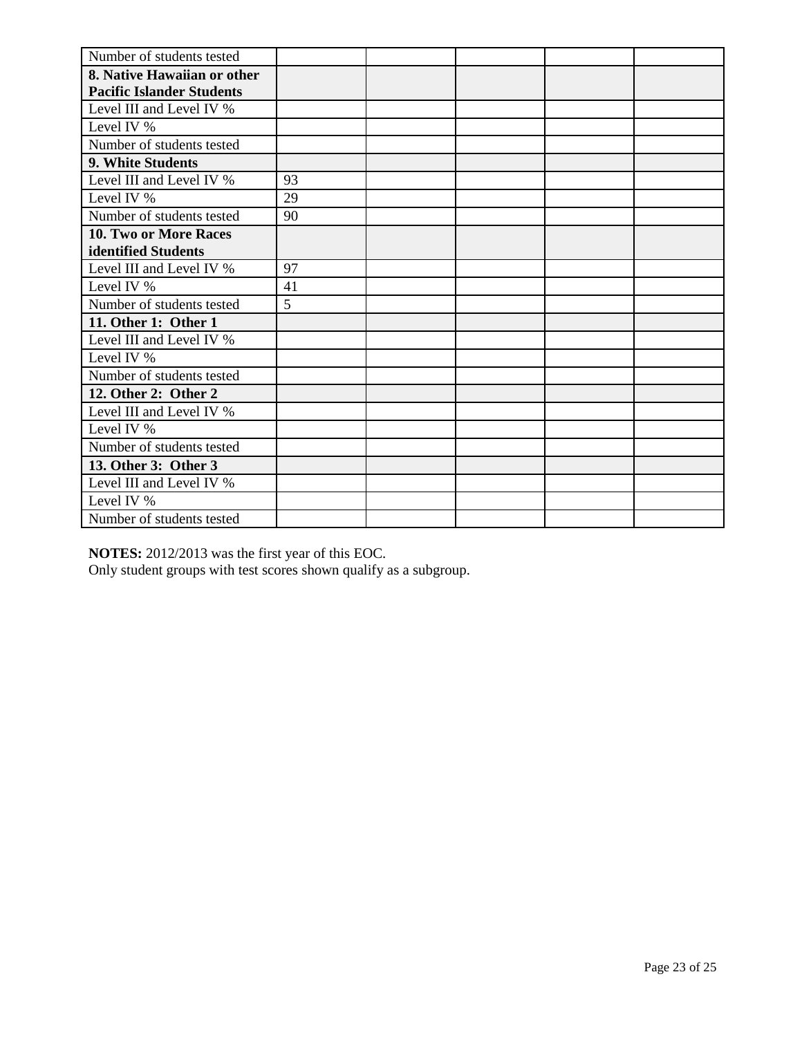| Number of students tested | | | | | |
|---|---|---|---|---|---|
| **8. Native Hawaiian or other Pacific Islander Students** | | | | | |
| Level III and Level IV % | | | | | |
| Level IV % | | | | | |
| Number of students tested | | | | | |
| **9. White Students** | | | | | |
| Level III and Level IV % | 93 | | | | |
| Level IV % | 29 | | | | |
| Number of students tested | 90 | | | | |
| **10. Two or More Races identified Students** | | | | | |
| Level III and Level IV % | 97 | | | | |
| Level IV % | 41 | | | | |
| Number of students tested | 5 | | | | |
| **11. Other 1: Other 1** | | | | | |
| Level III and Level IV % | | | | | |
| Level IV % | | | | | |
| Number of students tested | | | | | |
| **12. Other 2: Other 2** | | | | | |
| Level III and Level IV % | | | | | |
| Level IV % | | | | | |
| Number of students tested | | | | | |
| **13. Other 3: Other 3** | | | | | |
| Level III and Level IV % | | | | | |
| Level IV % | | | | | |
| Number of students tested | | | | | |

**NOTES:** 2012/2013 was the first year of this EOC.
Only student groups with test scores shown qualify as a subgroup.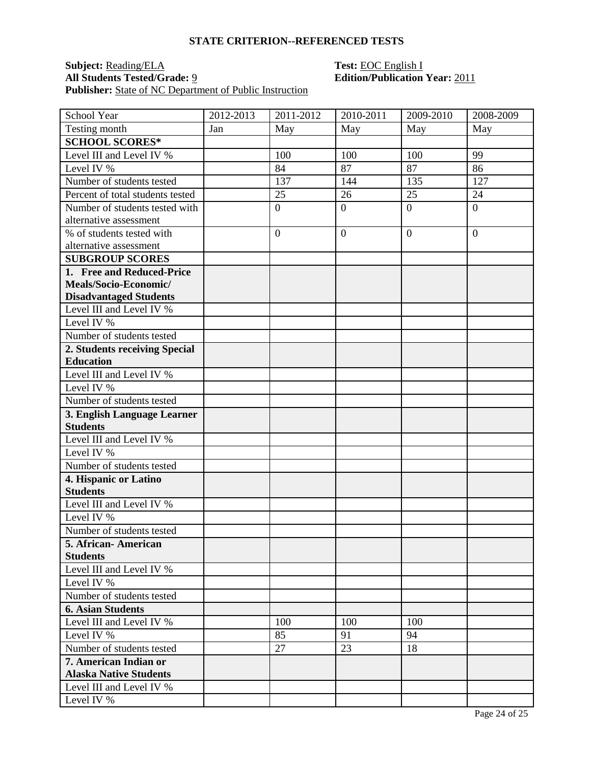## STATE CRITERION--REFERENCED TESTS

**Subject:** Reading/ELA
**Test:** EOC English I
**All Students Tested/Grade:** 9
**Edition/Publication Year:** 2011
**Publisher:** State of NC Department of Public Instruction

| School Year | 2012-2013 | 2011-2012 | 2010-2011 | 2009-2010 | 2008-2009 |
|---|---|---|---|---|---|
| Testing month | Jan | May | May | May | May |
| **SCHOOL SCORES*** | | | | | |
| Level III and Level IV % | | 100 | 100 | 100 | 99 |
| Level IV % | | 84 | 87 | 87 | 86 |
| Number of students tested | | 137 | 144 | 135 | 127 |
| Percent of total students tested | | 25 | 26 | 25 | 24 |
| Number of students tested with alternative assessment | | 0 | 0 | 0 | 0 |
| % of students tested with alternative assessment | | 0 | 0 | 0 | 0 |
| **SUBGROUP SCORES** | | | | | |
| **1. Free and Reduced-Price Meals/Socio-Economic/ Disadvantaged Students** | | | | | |
| Level III and Level IV % | | | | | |
| Level IV % | | | | | |
| Number of students tested | | | | | |
| **2. Students receiving Special Education** | | | | | |
| Level III and Level IV % | | | | | |
| Level IV % | | | | | |
| Number of students tested | | | | | |
| **3. English Language Learner Students** | | | | | |
| Level III and Level IV % | | | | | |
| Level IV % | | | | | |
| Number of students tested | | | | | |
| **4. Hispanic or Latino Students** | | | | | |
| Level III and Level IV % | | | | | |
| Level IV % | | | | | |
| Number of students tested | | | | | |
| **5. African- American Students** | | | | | |
| Level III and Level IV % | | | | | |
| Level IV % | | | | | |
| Number of students tested | | | | | |
| **6. Asian Students** | | | | | |
| Level III and Level IV % | | 100 | 100 | 100 | |
| Level IV % | | 85 | 91 | 94 | |
| Number of students tested | | 27 | 23 | 18 | |
| **7. American Indian or Alaska Native Students** | | | | | |
| Level III and Level IV % | | | | | |
| Level IV % | | | | | |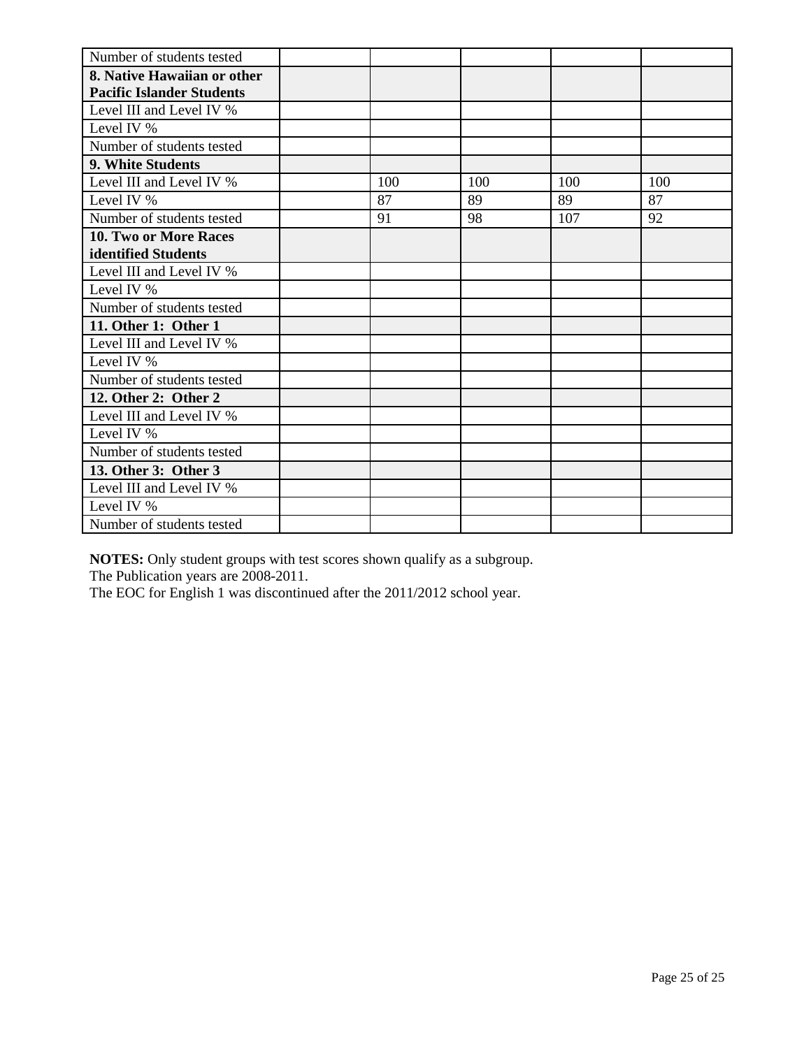| | | | | | |
|---|---|---|---|---|---|
| Number of students tested | | | | | |
| **8. Native Hawaiian or other Pacific Islander Students** | | | | | |
| Level III and Level IV % | | | | | |
| Level IV % | | | | | |
| Number of students tested | | | | | |
| **9. White Students** | | | | | |
| Level III and Level IV % | | 100 | 100 | 100 | 100 |
| Level IV % | | 87 | 89 | 89 | 87 |
| Number of students tested | | 91 | 98 | 107 | 92 |
| **10. Two or More Races identified Students** | | | | | |
| Level III and Level IV % | | | | | |
| Level IV % | | | | | |
| Number of students tested | | | | | |
| **11. Other 1: Other 1** | | | | | |
| Level III and Level IV % | | | | | |
| Level IV % | | | | | |
| Number of students tested | | | | | |
| **12. Other 2: Other 2** | | | | | |
| Level III and Level IV % | | | | | |
| Level IV % | | | | | |
| Number of students tested | | | | | |
| **13. Other 3: Other 3** | | | | | |
| Level III and Level IV % | | | | | |
| Level IV % | | | | | |
| Number of students tested | | | | | |

**NOTES:** Only student groups with test scores shown qualify as a subgroup.
The Publication years are 2008-2011.
The EOC for English 1 was discontinued after the 2011/2012 school year.